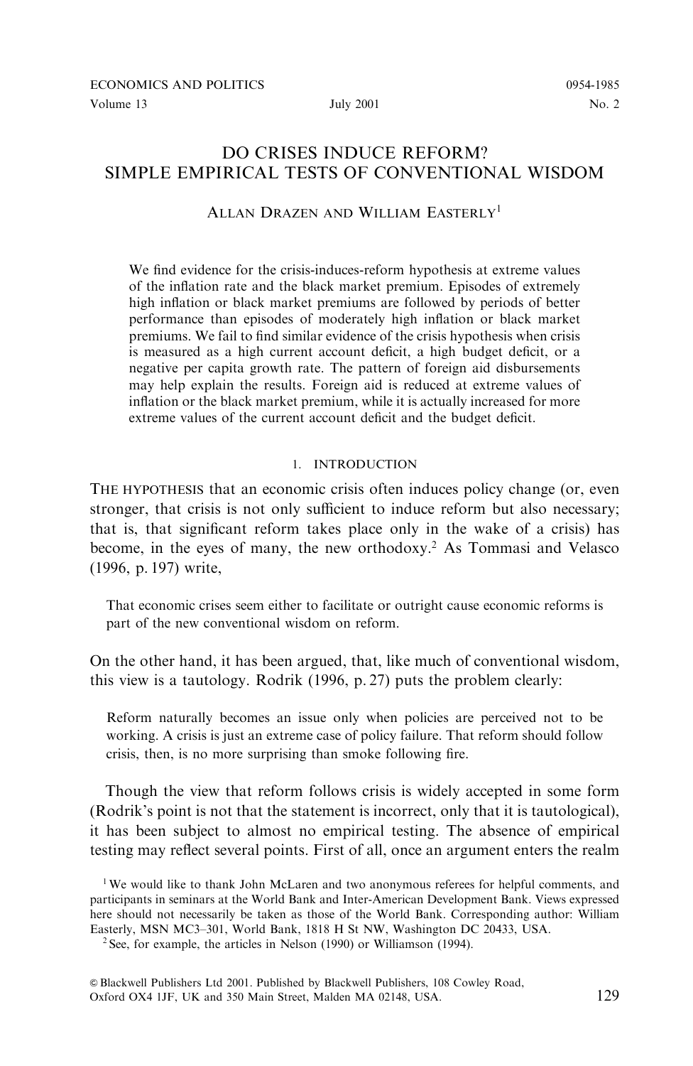# DO CRISES INDUCE REFORM? SIMPLE EMPIRICAL TESTS OF CONVENTIONAL WISDOM

ALLAN DRAZEN AND WILLIAM EASTERLY[1]

We find evidence for the crisis-induces-reform hypothesis at extreme values of the inflation rate and the black market premium. Episodes of extremely high inflation or black market premiums are followed by periods of better performance than episodes of moderately high inflation or black market premiums. We fail to find similar evidence of the crisis hypothesis when crisis is measured as a high current account deficit, a high budget deficit, or a negative per capita growth rate. The pattern of foreign aid disbursements may help explain the results. Foreign aid is reduced at extreme values of inflation or the black market premium, while it is actually increased for more extreme values of the current account deficit and the budget deficit.

## 1. INTRODUCTION

THE HYPOTHESIS that an economic crisis often induces policy change (or, even stronger, that crisis is not only sufficient to induce reform but also necessary; that is, that significant reform takes place only in the wake of a crisis) has become, in the eyes of many, the new orthodoxy.[2] As Tommasi and Velasco (1996, p. 197) write,

> That economic crises seem either to facilitate or outright cause economic reforms is part of the new conventional wisdom on reform.

On the other hand, it has been argued, that, like much of conventional wisdom, this view is a tautology. Rodrik (1996, p. 27) puts the problem clearly:

> Reform naturally becomes an issue only when policies are perceived not to be working. A crisis is just an extreme case of policy failure. That reform should follow crisis, then, is no more surprising than smoke following fire.

Though the view that reform follows crisis is widely accepted in some form (Rodrik's point is not that the statement is incorrect, only that it is tautological), it has been subject to almost no empirical testing. The absence of empirical testing may reflect several points. First of all, once an argument enters the realm

[1] We would like to thank John McLaren and two anonymous referees for helpful comments, and participants in seminars at the World Bank and Inter-American Development Bank. Views expressed here should not necessarily be taken as those of the World Bank. Corresponding author: William Easterly, MSN MC3–301, World Bank, 1818 H St NW, Washington DC 20433, USA.

[2] See, for example, the articles in Nelson (1990) or Williamson (1994).

© Blackwell Publishers Ltd 2001. Published by Blackwell Publishers, 108 Cowley Road, Oxford OX4 1JF, UK and 350 Main Street, Malden MA 02148, USA.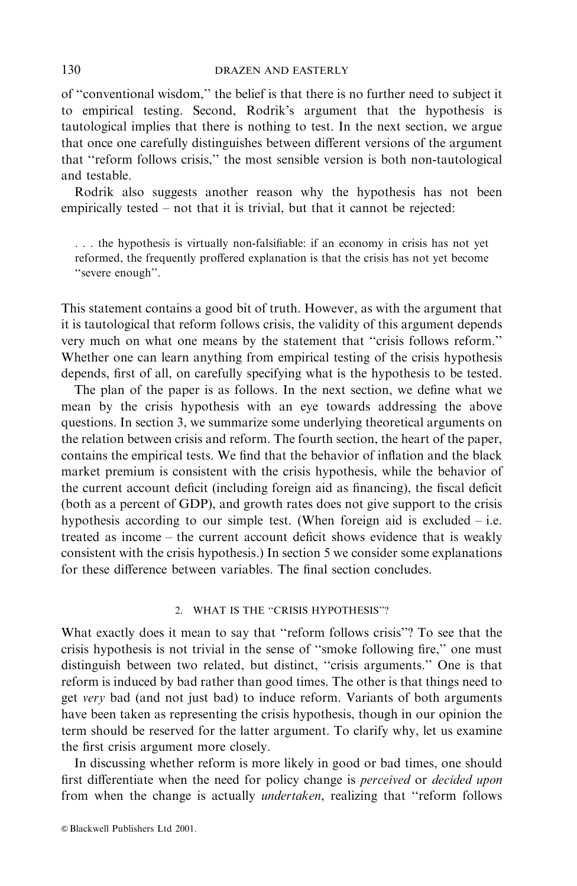of "conventional wisdom," the belief is that there is no further need to subject it to empirical testing. Second, Rodrik's argument that the hypothesis is tautological implies that there is nothing to test. In the next section, we argue that once one carefully distinguishes between different versions of the argument that "reform follows crisis," the most sensible version is both non-tautological and testable.

Rodrik also suggests another reason why the hypothesis has not been empirically tested – not that it is trivial, but that it cannot be rejected:

> . . . the hypothesis is virtually non-falsifiable: if an economy in crisis has not yet reformed, the frequently proffered explanation is that the crisis has not yet become "severe enough".

This statement contains a good bit of truth. However, as with the argument that it is tautological that reform follows crisis, the validity of this argument depends very much on what one means by the statement that "crisis follows reform." Whether one can learn anything from empirical testing of the crisis hypothesis depends, first of all, on carefully specifying what is the hypothesis to be tested.

The plan of the paper is as follows. In the next section, we define what we mean by the crisis hypothesis with an eye towards addressing the above questions. In section 3, we summarize some underlying theoretical arguments on the relation between crisis and reform. The fourth section, the heart of the paper, contains the empirical tests. We find that the behavior of inflation and the black market premium is consistent with the crisis hypothesis, while the behavior of the current account deficit (including foreign aid as financing), the fiscal deficit (both as a percent of GDP), and growth rates does not give support to the crisis hypothesis according to our simple test. (When foreign aid is excluded – i.e. treated as income – the current account deficit shows evidence that is weakly consistent with the crisis hypothesis.) In section 5 we consider some explanations for these difference between variables. The final section concludes.

## 2. WHAT IS THE "CRISIS HYPOTHESIS"?

What exactly does it mean to say that "reform follows crisis"? To see that the crisis hypothesis is not trivial in the sense of "smoke following fire," one must distinguish between two related, but distinct, "crisis arguments." One is that reform is induced by bad rather than good times. The other is that things need to get *very* bad (and not just bad) to induce reform. Variants of both arguments have been taken as representing the crisis hypothesis, though in our opinion the term should be reserved for the latter argument. To clarify why, let us examine the first crisis argument more closely.

In discussing whether reform is more likely in good or bad times, one should first differentiate when the need for policy change is *perceived* or *decided upon* from when the change is actually *undertaken*, realizing that "reform follows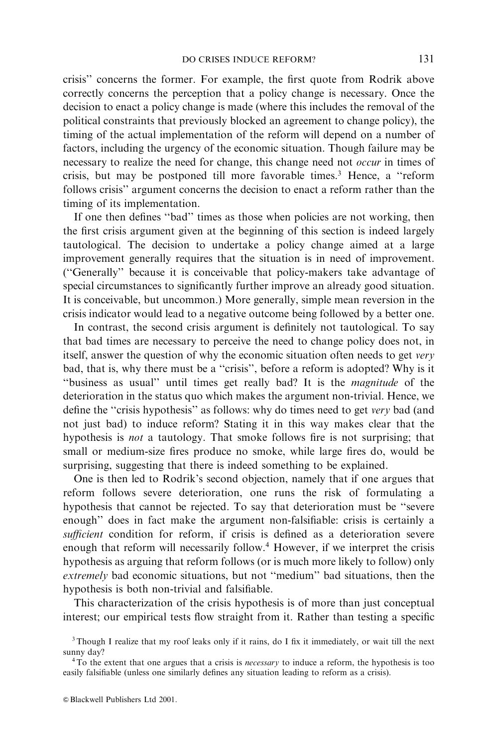crisis" concerns the former. For example, the first quote from Rodrik above correctly concerns the perception that a policy change is necessary. Once the decision to enact a policy change is made (where this includes the removal of the political constraints that previously blocked an agreement to change policy), the timing of the actual implementation of the reform will depend on a number of factors, including the urgency of the economic situation. Though failure may be necessary to realize the need for change, this change need not *occur* in times of crisis, but may be postponed till more favorable times.[3] Hence, a "reform follows crisis" argument concerns the decision to enact a reform rather than the timing of its implementation.

If one then defines "bad" times as those when policies are not working, then the first crisis argument given at the beginning of this section is indeed largely tautological. The decision to undertake a policy change aimed at a large improvement generally requires that the situation is in need of improvement. ("Generally" because it is conceivable that policy-makers take advantage of special circumstances to significantly further improve an already good situation. It is conceivable, but uncommon.) More generally, simple mean reversion in the crisis indicator would lead to a negative outcome being followed by a better one.

In contrast, the second crisis argument is definitely not tautological. To say that bad times are necessary to perceive the need to change policy does not, in itself, answer the question of why the economic situation often needs to get *very* bad, that is, why there must be a "crisis", before a reform is adopted? Why is it "business as usual" until times get really bad? It is the *magnitude* of the deterioration in the status quo which makes the argument non-trivial. Hence, we define the "crisis hypothesis" as follows: why do times need to get *very* bad (and not just bad) to induce reform? Stating it in this way makes clear that the hypothesis is *not* a tautology. That smoke follows fire is not surprising; that small or medium-size fires produce no smoke, while large fires do, would be surprising, suggesting that there is indeed something to be explained.

One is then led to Rodrik's second objection, namely that if one argues that reform follows severe deterioration, one runs the risk of formulating a hypothesis that cannot be rejected. To say that deterioration must be "severe enough" does in fact make the argument non-falsifiable: crisis is certainly a *sufficient* condition for reform, if crisis is defined as a deterioration severe enough that reform will necessarily follow.[4] However, if we interpret the crisis hypothesis as arguing that reform follows (or is much more likely to follow) only *extremely* bad economic situations, but not "medium" bad situations, then the hypothesis is both non-trivial and falsifiable.

This characterization of the crisis hypothesis is of more than just conceptual interest; our empirical tests flow straight from it. Rather than testing a specific

[3] Though I realize that my roof leaks only if it rains, do I fix it immediately, or wait till the next sunny day?

[4] To the extent that one argues that a crisis is *necessary* to induce a reform, the hypothesis is too easily falsifiable (unless one similarly defines any situation leading to reform as a crisis).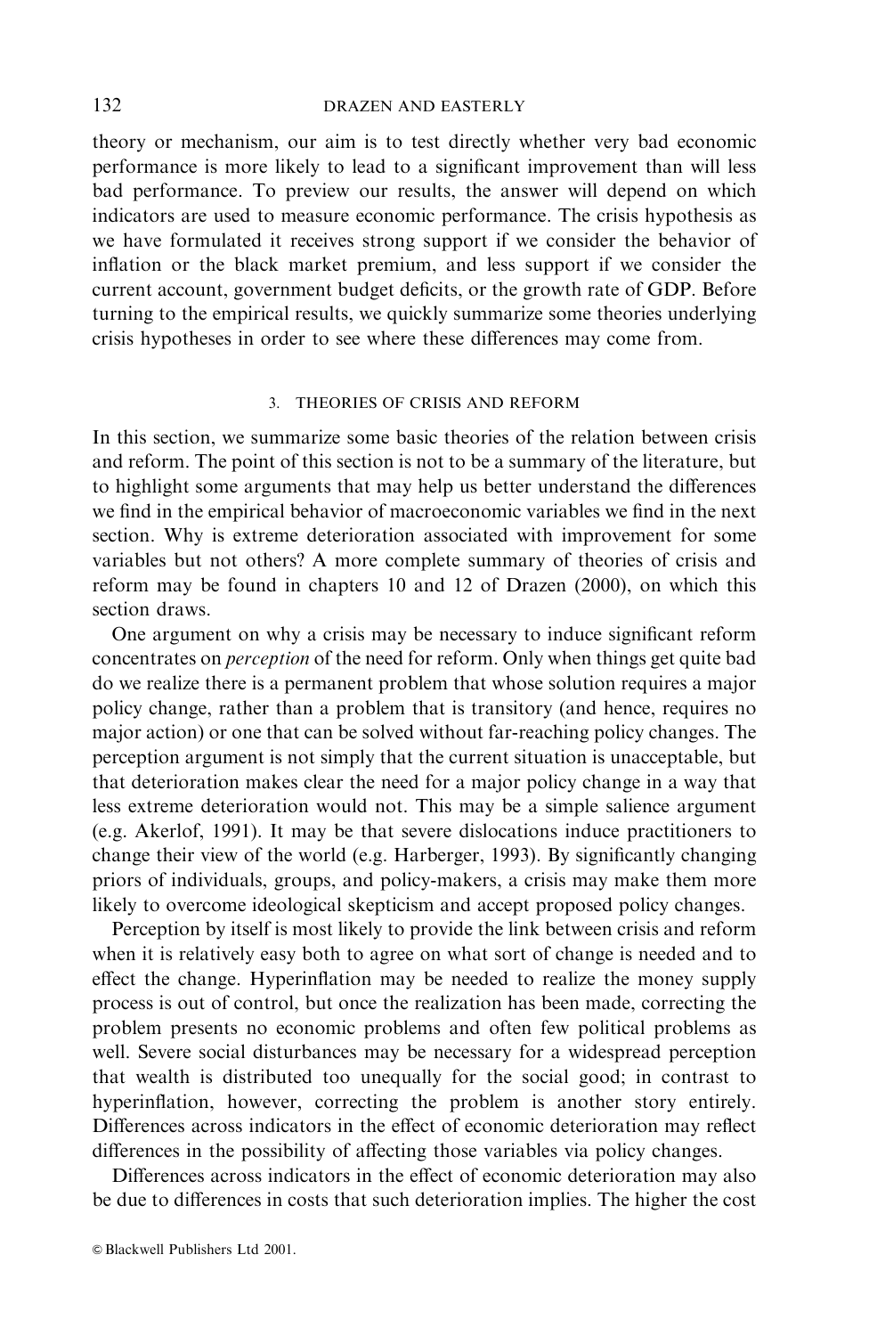theory or mechanism, our aim is to test directly whether very bad economic performance is more likely to lead to a significant improvement than will less bad performance. To preview our results, the answer will depend on which indicators are used to measure economic performance. The crisis hypothesis as we have formulated it receives strong support if we consider the behavior of inflation or the black market premium, and less support if we consider the current account, government budget deficits, or the growth rate of GDP. Before turning to the empirical results, we quickly summarize some theories underlying crisis hypotheses in order to see where these differences may come from.

## 3. THEORIES OF CRISIS AND REFORM

In this section, we summarize some basic theories of the relation between crisis and reform. The point of this section is not to be a summary of the literature, but to highlight some arguments that may help us better understand the differences we find in the empirical behavior of macroeconomic variables we find in the next section. Why is extreme deterioration associated with improvement for some variables but not others? A more complete summary of theories of crisis and reform may be found in chapters 10 and 12 of Drazen (2000), on which this section draws.

One argument on why a crisis may be necessary to induce significant reform concentrates on *perception* of the need for reform. Only when things get quite bad do we realize there is a permanent problem that whose solution requires a major policy change, rather than a problem that is transitory (and hence, requires no major action) or one that can be solved without far-reaching policy changes. The perception argument is not simply that the current situation is unacceptable, but that deterioration makes clear the need for a major policy change in a way that less extreme deterioration would not. This may be a simple salience argument (e.g. Akerlof, 1991). It may be that severe dislocations induce practitioners to change their view of the world (e.g. Harberger, 1993). By significantly changing priors of individuals, groups, and policy-makers, a crisis may make them more likely to overcome ideological skepticism and accept proposed policy changes.

Perception by itself is most likely to provide the link between crisis and reform when it is relatively easy both to agree on what sort of change is needed and to effect the change. Hyperinflation may be needed to realize the money supply process is out of control, but once the realization has been made, correcting the problem presents no economic problems and often few political problems as well. Severe social disturbances may be necessary for a widespread perception that wealth is distributed too unequally for the social good; in contrast to hyperinflation, however, correcting the problem is another story entirely. Differences across indicators in the effect of economic deterioration may reflect differences in the possibility of affecting those variables via policy changes.

Differences across indicators in the effect of economic deterioration may also be due to differences in costs that such deterioration implies. The higher the cost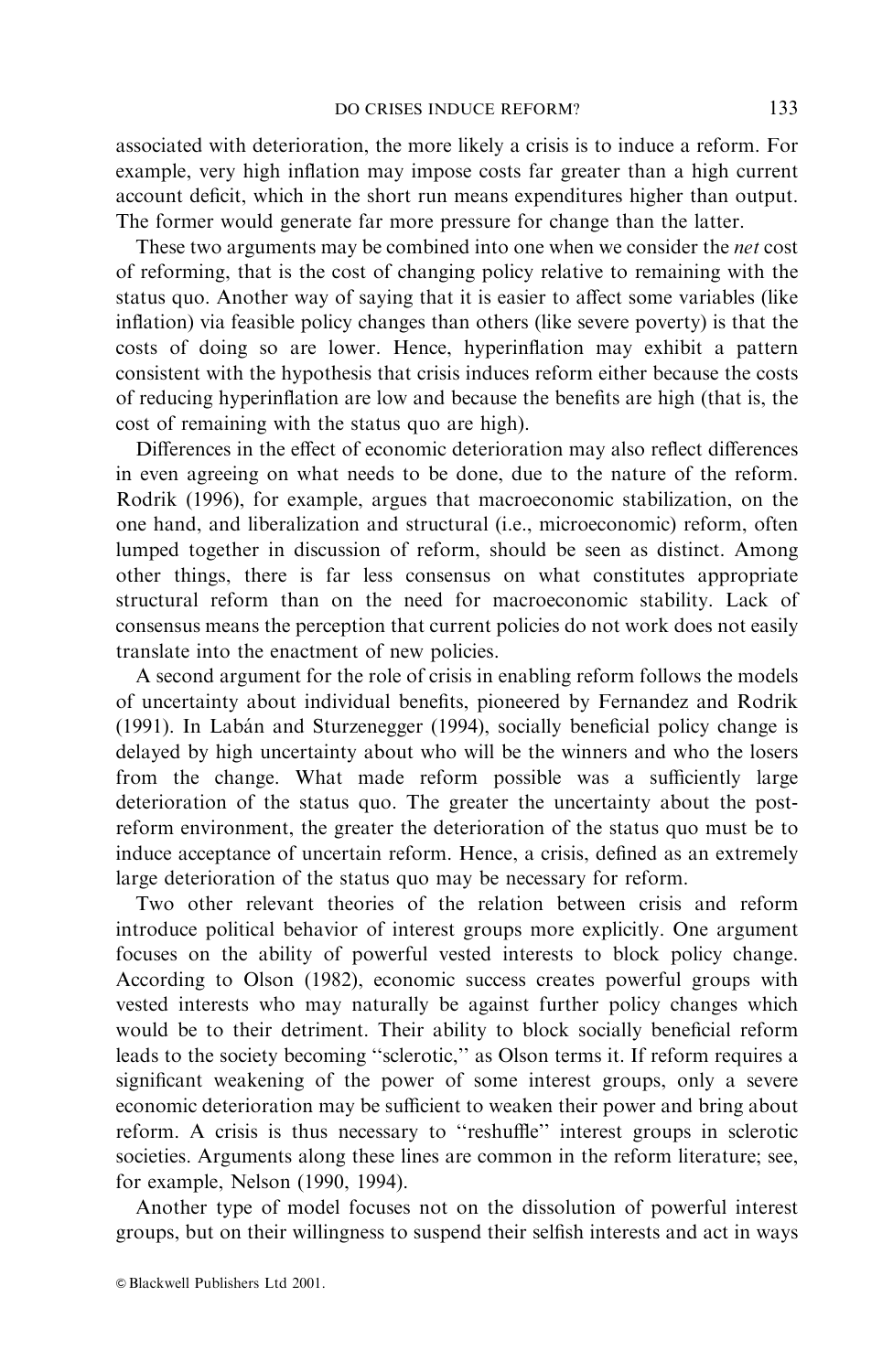associated with deterioration, the more likely a crisis is to induce a reform. For example, very high inflation may impose costs far greater than a high current account deficit, which in the short run means expenditures higher than output. The former would generate far more pressure for change than the latter.

These two arguments may be combined into one when we consider the *net* cost of reforming, that is the cost of changing policy relative to remaining with the status quo. Another way of saying that it is easier to affect some variables (like inflation) via feasible policy changes than others (like severe poverty) is that the costs of doing so are lower. Hence, hyperinflation may exhibit a pattern consistent with the hypothesis that crisis induces reform either because the costs of reducing hyperinflation are low and because the benefits are high (that is, the cost of remaining with the status quo are high).

Differences in the effect of economic deterioration may also reflect differences in even agreeing on what needs to be done, due to the nature of the reform. Rodrik (1996), for example, argues that macroeconomic stabilization, on the one hand, and liberalization and structural (i.e., microeconomic) reform, often lumped together in discussion of reform, should be seen as distinct. Among other things, there is far less consensus on what constitutes appropriate structural reform than on the need for macroeconomic stability. Lack of consensus means the perception that current policies do not work does not easily translate into the enactment of new policies.

A second argument for the role of crisis in enabling reform follows the models of uncertainty about individual benefits, pioneered by Fernandez and Rodrik (1991). In Labán and Sturzenegger (1994), socially beneficial policy change is delayed by high uncertainty about who will be the winners and who the losers from the change. What made reform possible was a sufficiently large deterioration of the status quo. The greater the uncertainty about the post-reform environment, the greater the deterioration of the status quo must be to induce acceptance of uncertain reform. Hence, a crisis, defined as an extremely large deterioration of the status quo may be necessary for reform.

Two other relevant theories of the relation between crisis and reform introduce political behavior of interest groups more explicitly. One argument focuses on the ability of powerful vested interests to block policy change. According to Olson (1982), economic success creates powerful groups with vested interests who may naturally be against further policy changes which would be to their detriment. Their ability to block socially beneficial reform leads to the society becoming "sclerotic," as Olson terms it. If reform requires a significant weakening of the power of some interest groups, only a severe economic deterioration may be sufficient to weaken their power and bring about reform. A crisis is thus necessary to "reshuffle" interest groups in sclerotic societies. Arguments along these lines are common in the reform literature; see, for example, Nelson (1990, 1994).

Another type of model focuses not on the dissolution of powerful interest groups, but on their willingness to suspend their selfish interests and act in ways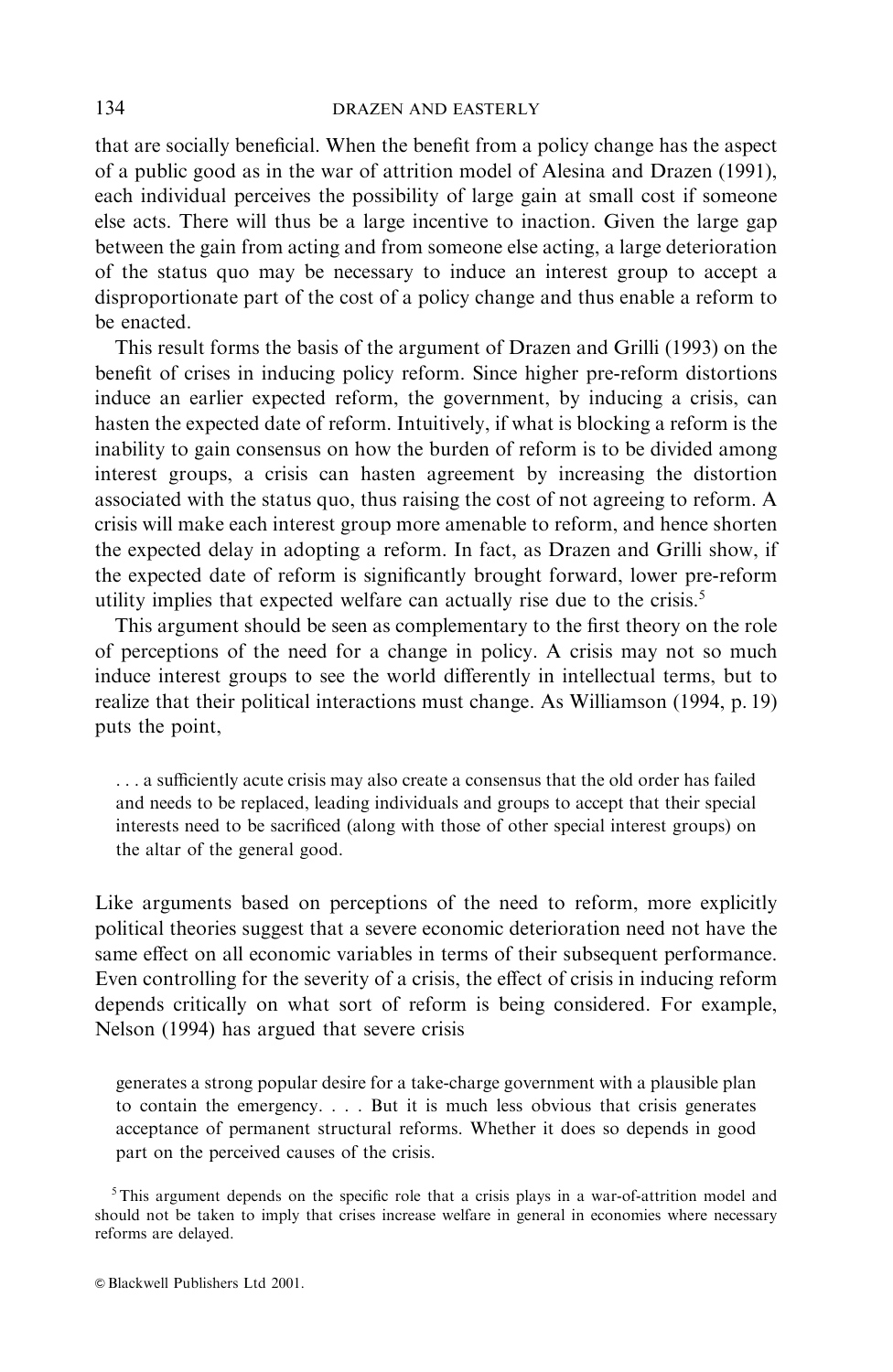that are socially beneficial. When the benefit from a policy change has the aspect of a public good as in the war of attrition model of Alesina and Drazen (1991), each individual perceives the possibility of large gain at small cost if someone else acts. There will thus be a large incentive to inaction. Given the large gap between the gain from acting and from someone else acting, a large deterioration of the status quo may be necessary to induce an interest group to accept a disproportionate part of the cost of a policy change and thus enable a reform to be enacted.

This result forms the basis of the argument of Drazen and Grilli (1993) on the benefit of crises in inducing policy reform. Since higher pre-reform distortions induce an earlier expected reform, the government, by inducing a crisis, can hasten the expected date of reform. Intuitively, if what is blocking a reform is the inability to gain consensus on how the burden of reform is to be divided among interest groups, a crisis can hasten agreement by increasing the distortion associated with the status quo, thus raising the cost of not agreeing to reform. A crisis will make each interest group more amenable to reform, and hence shorten the expected delay in adopting a reform. In fact, as Drazen and Grilli show, if the expected date of reform is significantly brought forward, lower pre-reform utility implies that expected welfare can actually rise due to the crisis.[5]

This argument should be seen as complementary to the first theory on the role of perceptions of the need for a change in policy. A crisis may not so much induce interest groups to see the world differently in intellectual terms, but to realize that their political interactions must change. As Williamson (1994, p. 19) puts the point,

> . . . a sufficiently acute crisis may also create a consensus that the old order has failed and needs to be replaced, leading individuals and groups to accept that their special interests need to be sacrificed (along with those of other special interest groups) on the altar of the general good.

Like arguments based on perceptions of the need to reform, more explicitly political theories suggest that a severe economic deterioration need not have the same effect on all economic variables in terms of their subsequent performance. Even controlling for the severity of a crisis, the effect of crisis in inducing reform depends critically on what sort of reform is being considered. For example, Nelson (1994) has argued that severe crisis

> generates a strong popular desire for a take-charge government with a plausible plan to contain the emergency. . . . But it is much less obvious that crisis generates acceptance of permanent structural reforms. Whether it does so depends in good part on the perceived causes of the crisis.

[5] This argument depends on the specific role that a crisis plays in a war-of-attrition model and should not be taken to imply that crises increase welfare in general in economies where necessary reforms are delayed.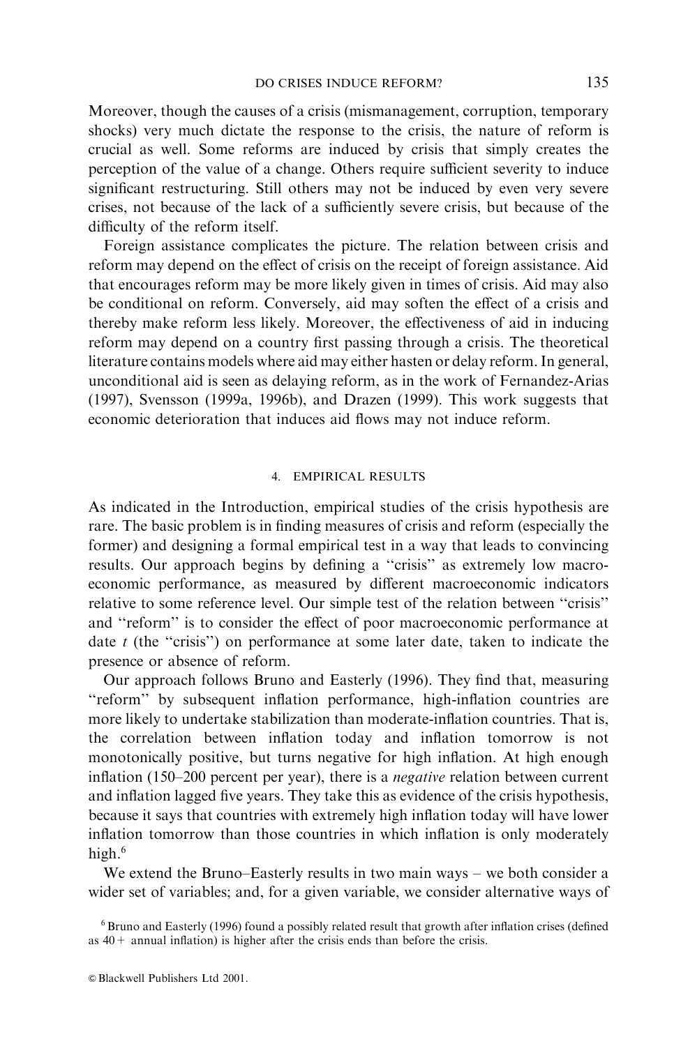Moreover, though the causes of a crisis (mismanagement, corruption, temporary shocks) very much dictate the response to the crisis, the nature of reform is crucial as well. Some reforms are induced by crisis that simply creates the perception of the value of a change. Others require sufficient severity to induce significant restructuring. Still others may not be induced by even very severe crises, not because of the lack of a sufficiently severe crisis, but because of the difficulty of the reform itself.

Foreign assistance complicates the picture. The relation between crisis and reform may depend on the effect of crisis on the receipt of foreign assistance. Aid that encourages reform may be more likely given in times of crisis. Aid may also be conditional on reform. Conversely, aid may soften the effect of a crisis and thereby make reform less likely. Moreover, the effectiveness of aid in inducing reform may depend on a country first passing through a crisis. The theoretical literature contains models where aid may either hasten or delay reform. In general, unconditional aid is seen as delaying reform, as in the work of Fernandez-Arias (1997), Svensson (1999a, 1996b), and Drazen (1999). This work suggests that economic deterioration that induces aid flows may not induce reform.

## 4. EMPIRICAL RESULTS

As indicated in the Introduction, empirical studies of the crisis hypothesis are rare. The basic problem is in finding measures of crisis and reform (especially the former) and designing a formal empirical test in a way that leads to convincing results. Our approach begins by defining a ''crisis'' as extremely low macroeconomic performance, as measured by different macroeconomic indicators relative to some reference level. Our simple test of the relation between ''crisis'' and ''reform'' is to consider the effect of poor macroeconomic performance at date $t$ (the ''crisis'') on performance at some later date, taken to indicate the presence or absence of reform.

Our approach follows Bruno and Easterly (1996). They find that, measuring ''reform'' by subsequent inflation performance, high-inflation countries are more likely to undertake stabilization than moderate-inflation countries. That is, the correlation between inflation today and inflation tomorrow is not monotonically positive, but turns negative for high inflation. At high enough inflation (150–200 percent per year), there is a *negative* relation between current and inflation lagged five years. They take this as evidence of the crisis hypothesis, because it says that countries with extremely high inflation today will have lower inflation tomorrow than those countries in which inflation is only moderately high.[6]

We extend the Bruno–Easterly results in two main ways – we both consider a wider set of variables; and, for a given variable, we consider alternative ways of

[6] Bruno and Easterly (1996) found a possibly related result that growth after inflation crises (defined as 40+ annual inflation) is higher after the crisis ends than before the crisis.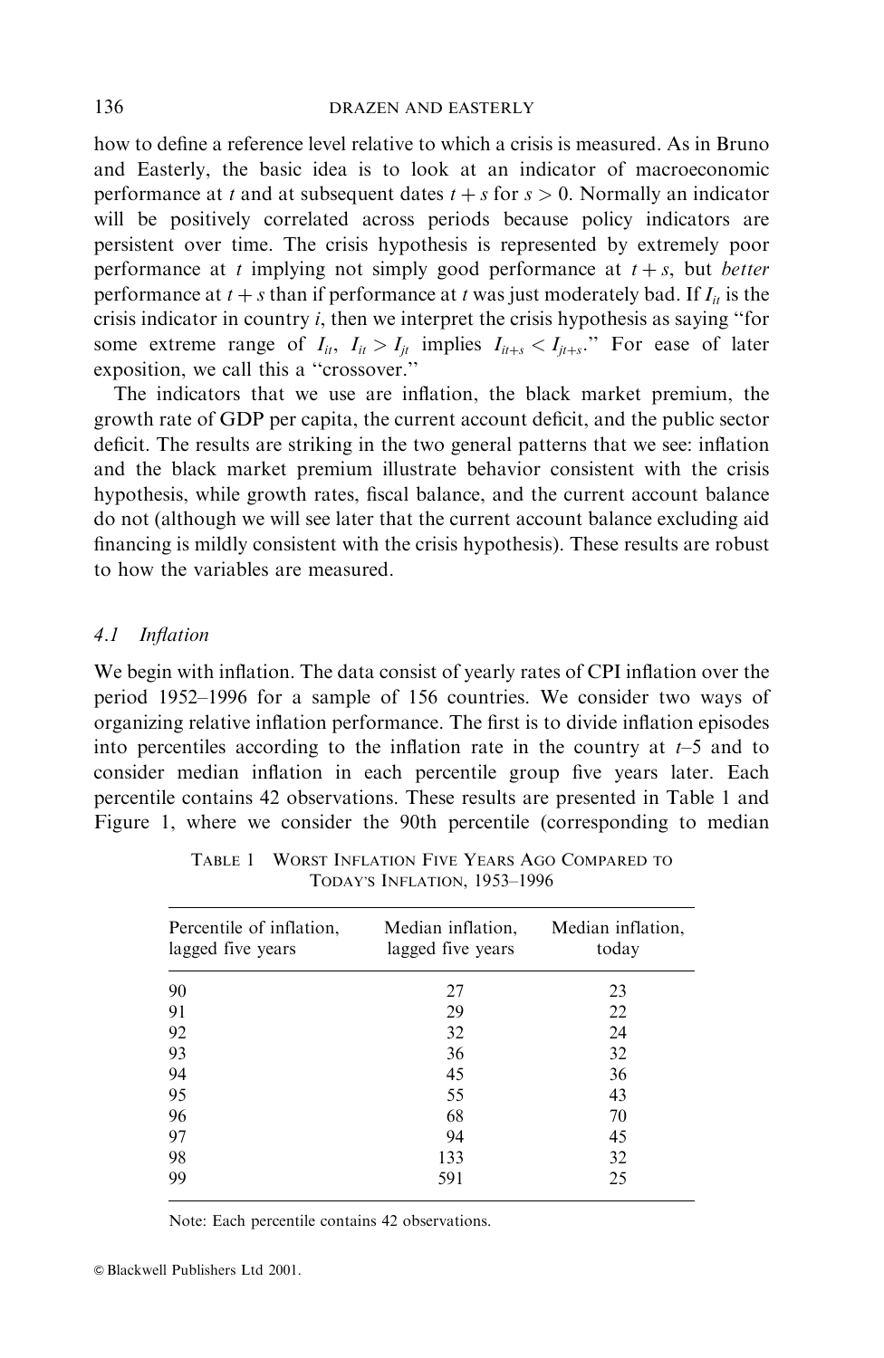how to define a reference level relative to which a crisis is measured. As in Bruno and Easterly, the basic idea is to look at an indicator of macroeconomic performance at $t$ and at subsequent dates $t + s$ for $s > 0$. Normally an indicator will be positively correlated across periods because policy indicators are persistent over time. The crisis hypothesis is represented by extremely poor performance at $t$ implying not simply good performance at $t + s$, but *better* performance at $t + s$ than if performance at $t$ was just moderately bad. If $I_{it}$ is the crisis indicator in country $i$, then we interpret the crisis hypothesis as saying "for some extreme range of $I_{it}$, $I_{it} > I_{jt}$ implies $I_{it+s} < I_{jt+s}$." For ease of later exposition, we call this a "crossover."

The indicators that we use are inflation, the black market premium, the growth rate of GDP per capita, the current account deficit, and the public sector deficit. The results are striking in the two general patterns that we see: inflation and the black market premium illustrate behavior consistent with the crisis hypothesis, while growth rates, fiscal balance, and the current account balance do not (although we will see later that the current account balance excluding aid financing is mildly consistent with the crisis hypothesis). These results are robust to how the variables are measured.

### 4.1 *Inflation*

We begin with inflation. The data consist of yearly rates of CPI inflation over the period 1952–1996 for a sample of 156 countries. We consider two ways of organizing relative inflation performance. The first is to divide inflation episodes into percentiles according to the inflation rate in the country at $t$–5 and to consider median inflation in each percentile group five years later. Each percentile contains 42 observations. These results are presented in Table 1 and Figure 1, where we consider the 90th percentile (corresponding to median

TABLE 1 WORST INFLATION FIVE YEARS AGO COMPARED TO TODAY'S INFLATION, 1953–1996

| Percentile of inflation, lagged five years | Median inflation, lagged five years | Median inflation, today |
|---|---|---|
| 90 | 27 | 23 |
| 91 | 29 | 22 |
| 92 | 32 | 24 |
| 93 | 36 | 32 |
| 94 | 45 | 36 |
| 95 | 55 | 43 |
| 96 | 68 | 70 |
| 97 | 94 | 45 |
| 98 | 133 | 32 |
| 99 | 591 | 25 |

Note: Each percentile contains 42 observations.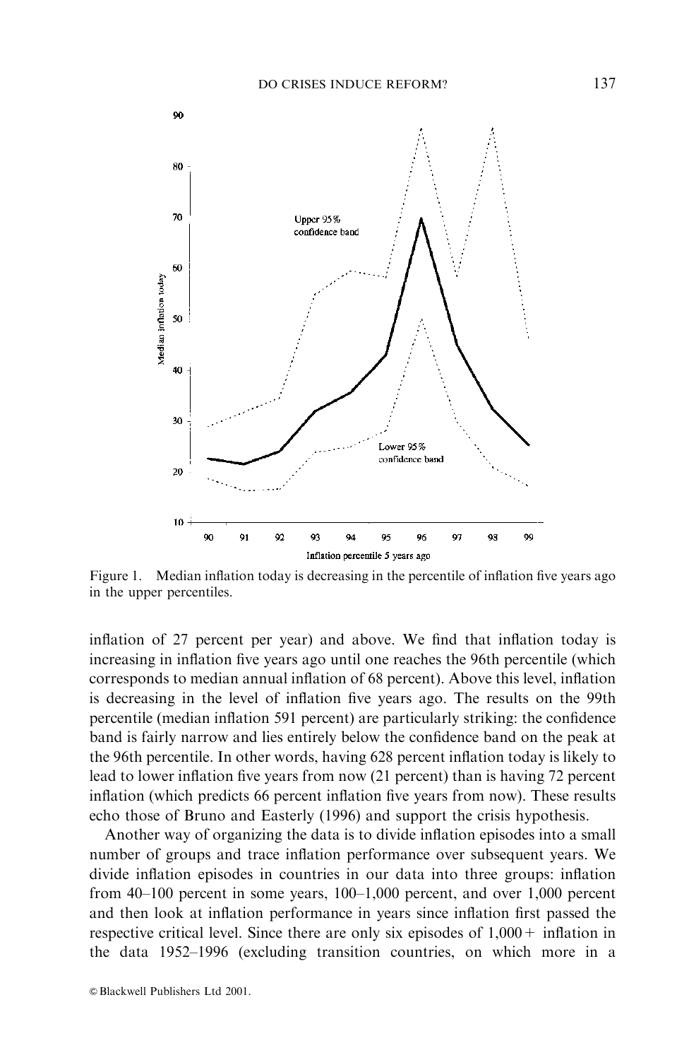Figure 1. Median inflation today is decreasing in the percentile of inflation five years ago in the upper percentiles.

inflation of 27 percent per year) and above. We find that inflation today is increasing in inflation five years ago until one reaches the 96th percentile (which corresponds to median annual inflation of 68 percent). Above this level, inflation is decreasing in the level of inflation five years ago. The results on the 99th percentile (median inflation 591 percent) are particularly striking: the confidence band is fairly narrow and lies entirely below the confidence band on the peak at the 96th percentile. In other words, having 628 percent inflation today is likely to lead to lower inflation five years from now (21 percent) than is having 72 percent inflation (which predicts 66 percent inflation five years from now). These results echo those of Bruno and Easterly (1996) and support the crisis hypothesis.

Another way of organizing the data is to divide inflation episodes into a small number of groups and trace inflation performance over subsequent years. We divide inflation episodes in countries in our data into three groups: inflation from 40–100 percent in some years, 100–1,000 percent, and over 1,000 percent and then look at inflation performance in years since inflation first passed the respective critical level. Since there are only six episodes of 1,000+ inflation in the data 1952–1996 (excluding transition countries, on which more in a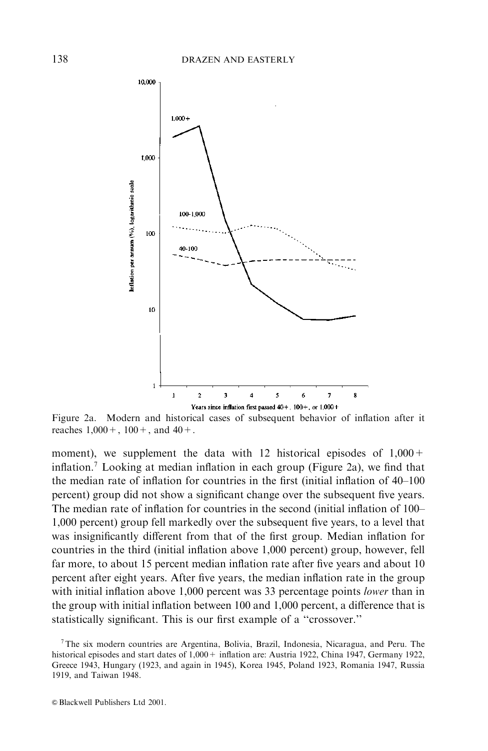Figure 2a. Modern and historical cases of subsequent behavior of inflation after it reaches 1,000+, 100+, and 40+.

moment), we supplement the data with 12 historical episodes of 1,000+ inflation.[7] Looking at median inflation in each group (Figure 2a), we find that the median rate of inflation for countries in the first (initial inflation of 40–100 percent) group did not show a significant change over the subsequent five years. The median rate of inflation for countries in the second (initial inflation of 100–1,000 percent) group fell markedly over the subsequent five years, to a level that was insignificantly different from that of the first group. Median inflation for countries in the third (initial inflation above 1,000 percent) group, however, fell far more, to about 15 percent median inflation rate after five years and about 10 percent after eight years. After five years, the median inflation rate in the group with initial inflation above 1,000 percent was 33 percentage points *lower* than in the group with initial inflation between 100 and 1,000 percent, a difference that is statistically significant. This is our first example of a "crossover."

[7] The six modern countries are Argentina, Bolivia, Brazil, Indonesia, Nicaragua, and Peru. The historical episodes and start dates of 1,000+ inflation are: Austria 1922, China 1947, Germany 1922, Greece 1943, Hungary (1923, and again in 1945), Korea 1945, Poland 1923, Romania 1947, Russia 1919, and Taiwan 1948.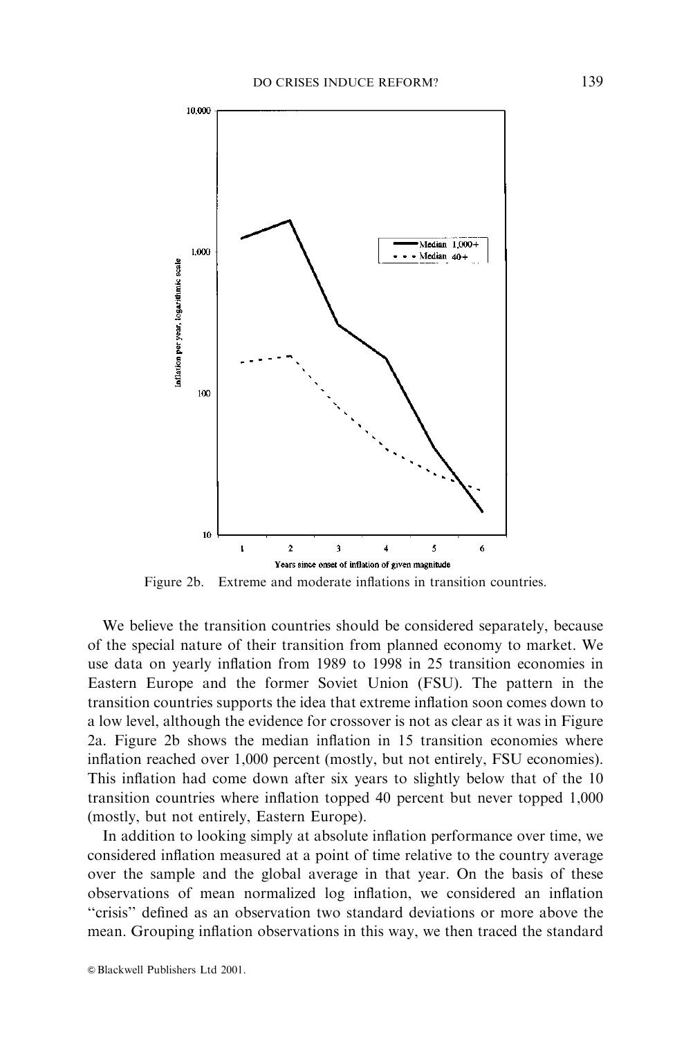Figure 2b. Extreme and moderate inflations in transition countries.

We believe the transition countries should be considered separately, because of the special nature of their transition from planned economy to market. We use data on yearly inflation from 1989 to 1998 in 25 transition economies in Eastern Europe and the former Soviet Union (FSU). The pattern in the transition countries supports the idea that extreme inflation soon comes down to a low level, although the evidence for crossover is not as clear as it was in Figure 2a. Figure 2b shows the median inflation in 15 transition economies where inflation reached over 1,000 percent (mostly, but not entirely, FSU economies). This inflation had come down after six years to slightly below that of the 10 transition countries where inflation topped 40 percent but never topped 1,000 (mostly, but not entirely, Eastern Europe).

In addition to looking simply at absolute inflation performance over time, we considered inflation measured at a point of time relative to the country average over the sample and the global average in that year. On the basis of these observations of mean normalized log inflation, we considered an inflation "crisis" defined as an observation two standard deviations or more above the mean. Grouping inflation observations in this way, we then traced the standard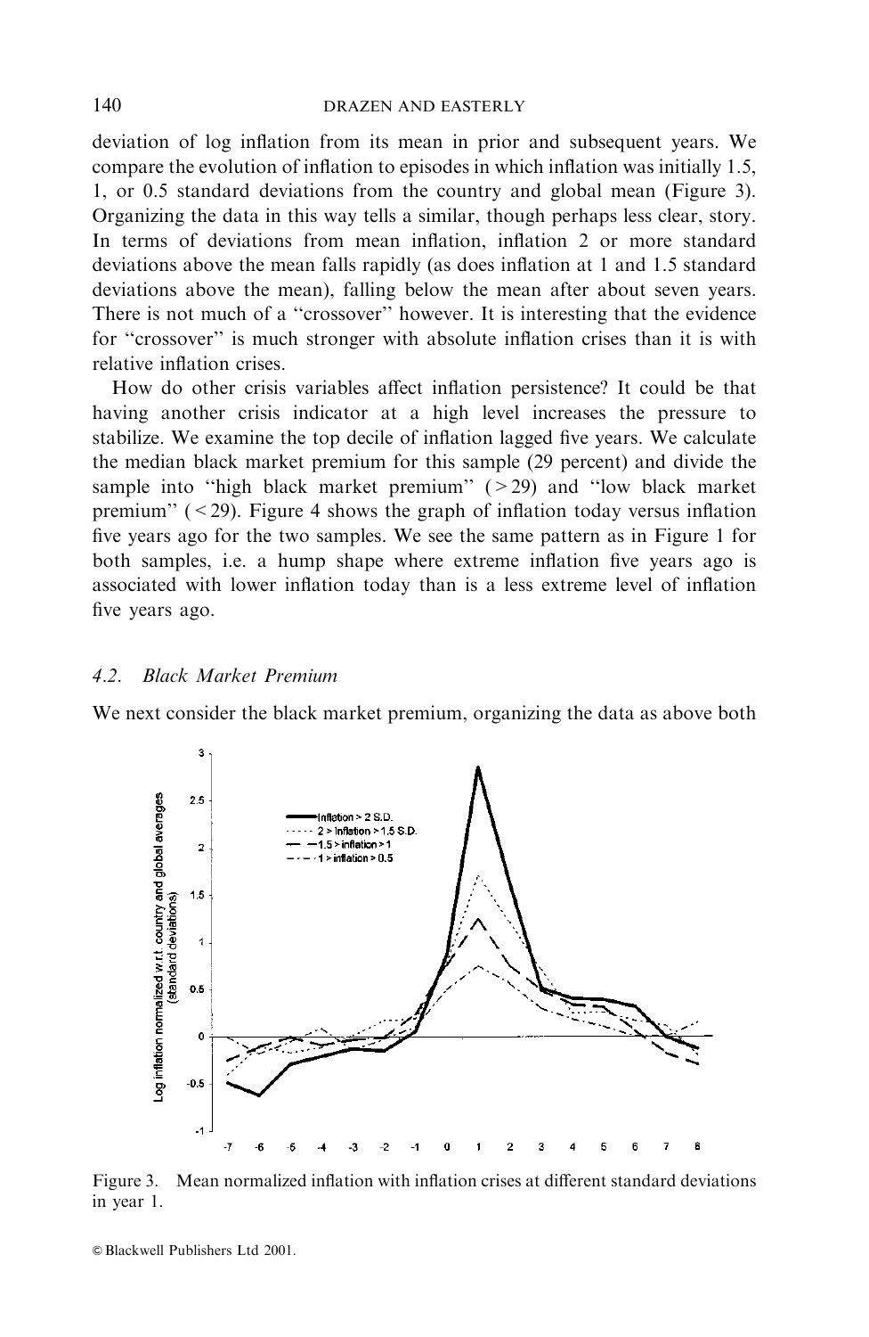deviation of log inflation from its mean in prior and subsequent years. We compare the evolution of inflation to episodes in which inflation was initially 1.5, 1, or 0.5 standard deviations from the country and global mean (Figure 3). Organizing the data in this way tells a similar, though perhaps less clear, story. In terms of deviations from mean inflation, inflation 2 or more standard deviations above the mean falls rapidly (as does inflation at 1 and 1.5 standard deviations above the mean), falling below the mean after about seven years. There is not much of a "crossover" however. It is interesting that the evidence for "crossover" is much stronger with absolute inflation crises than it is with relative inflation crises.

How do other crisis variables affect inflation persistence? It could be that having another crisis indicator at a high level increases the pressure to stabilize. We examine the top decile of inflation lagged five years. We calculate the median black market premium for this sample (29 percent) and divide the sample into "high black market premium" (> 29) and "low black market premium" (< 29). Figure 4 shows the graph of inflation today versus inflation five years ago for the two samples. We see the same pattern as in Figure 1 for both samples, i.e. a hump shape where extreme inflation five years ago is associated with lower inflation today than is a less extreme level of inflation five years ago.

### 4.2. *Black Market Premium*

We next consider the black market premium, organizing the data as above both

Figure 3. Mean normalized inflation with inflation crises at different standard deviations in year 1.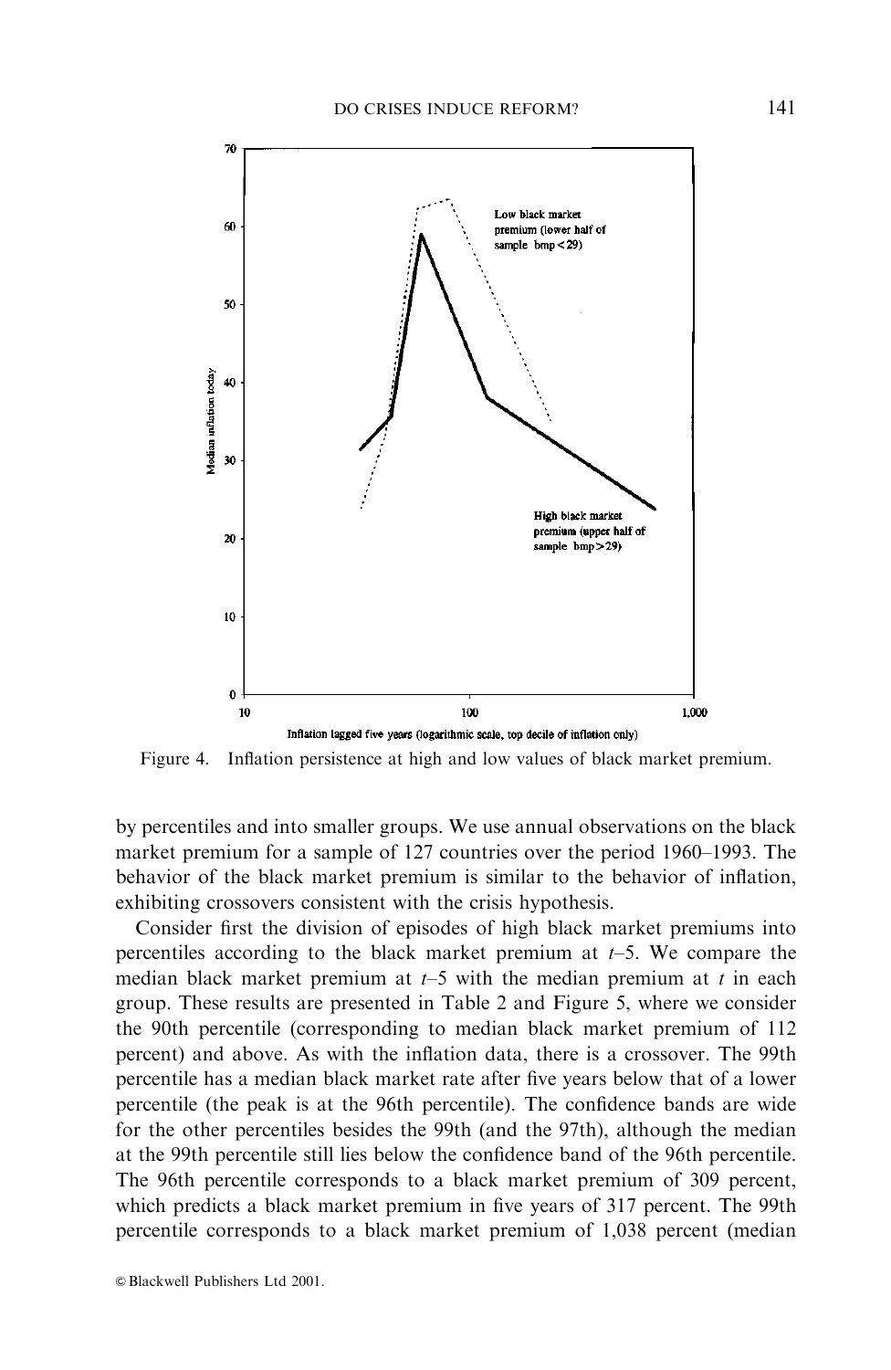Figure 4. Inflation persistence at high and low values of black market premium.

by percentiles and into smaller groups. We use annual observations on the black market premium for a sample of 127 countries over the period 1960–1993. The behavior of the black market premium is similar to the behavior of inflation, exhibiting crossovers consistent with the crisis hypothesis.

Consider first the division of episodes of high black market premiums into percentiles according to the black market premium at $t$–5. We compare the median black market premium at $t$–5 with the median premium at $t$ in each group. These results are presented in Table 2 and Figure 5, where we consider the 90th percentile (corresponding to median black market premium of 112 percent) and above. As with the inflation data, there is a crossover. The 99th percentile has a median black market rate after five years below that of a lower percentile (the peak is at the 96th percentile). The confidence bands are wide for the other percentiles besides the 99th (and the 97th), although the median at the 99th percentile still lies below the confidence band of the 96th percentile. The 96th percentile corresponds to a black market premium of 309 percent, which predicts a black market premium in five years of 317 percent. The 99th percentile corresponds to a black market premium of 1,038 percent (median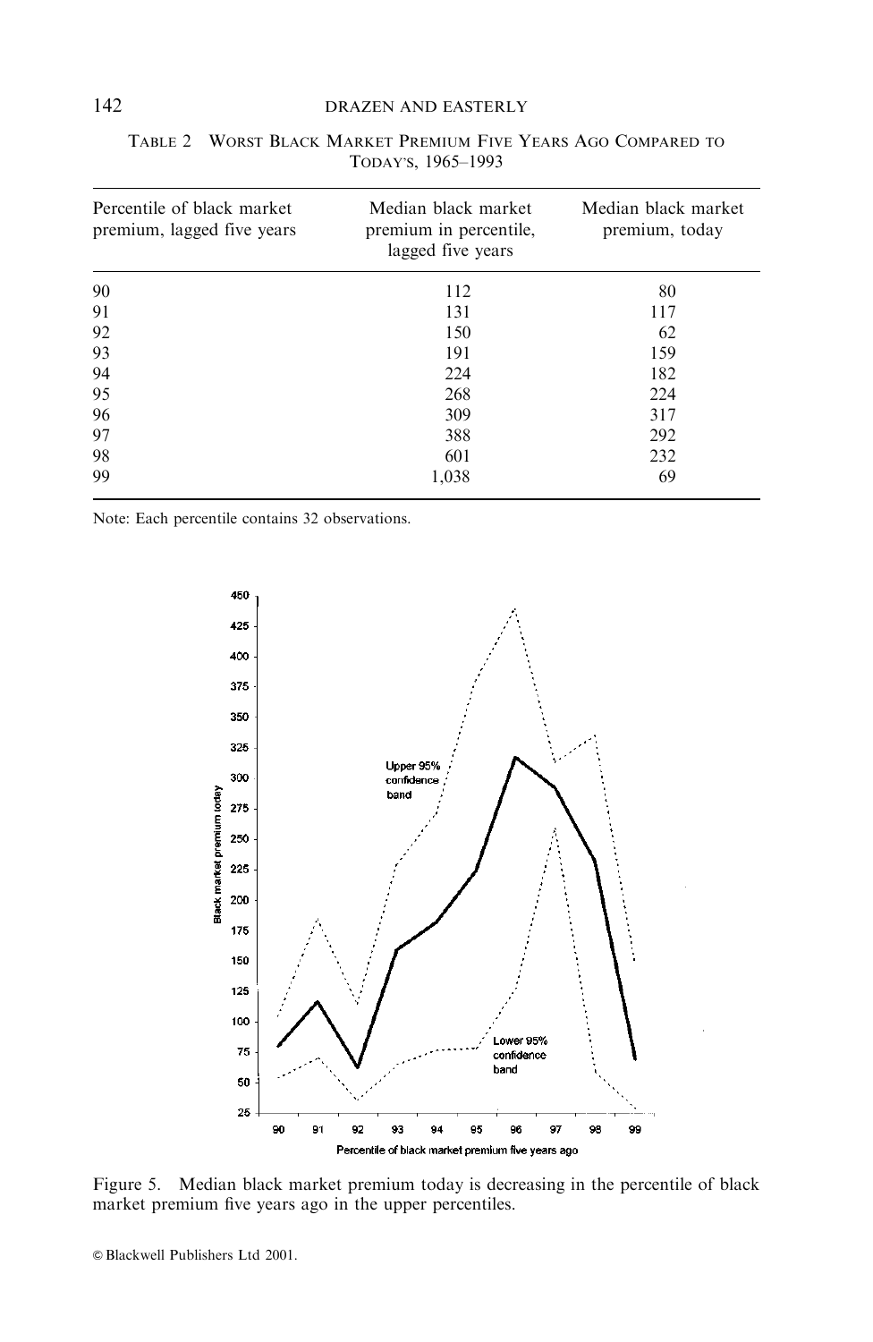TABLE 2 WORST BLACK MARKET PREMIUM FIVE YEARS AGO COMPARED TO TODAY'S, 1965–1993

| Percentile of black market premium, lagged five years | Median black market premium in percentile, lagged five years | Median black market premium, today |
|---|---|---|
| 90 | 112 | 80 |
| 91 | 131 | 117 |
| 92 | 150 | 62 |
| 93 | 191 | 159 |
| 94 | 224 | 182 |
| 95 | 268 | 224 |
| 96 | 309 | 317 |
| 97 | 388 | 292 |
| 98 | 601 | 232 |
| 99 | 1,038 | 69 |

Note: Each percentile contains 32 observations.

Figure 5. Median black market premium today is decreasing in the percentile of black market premium five years ago in the upper percentiles.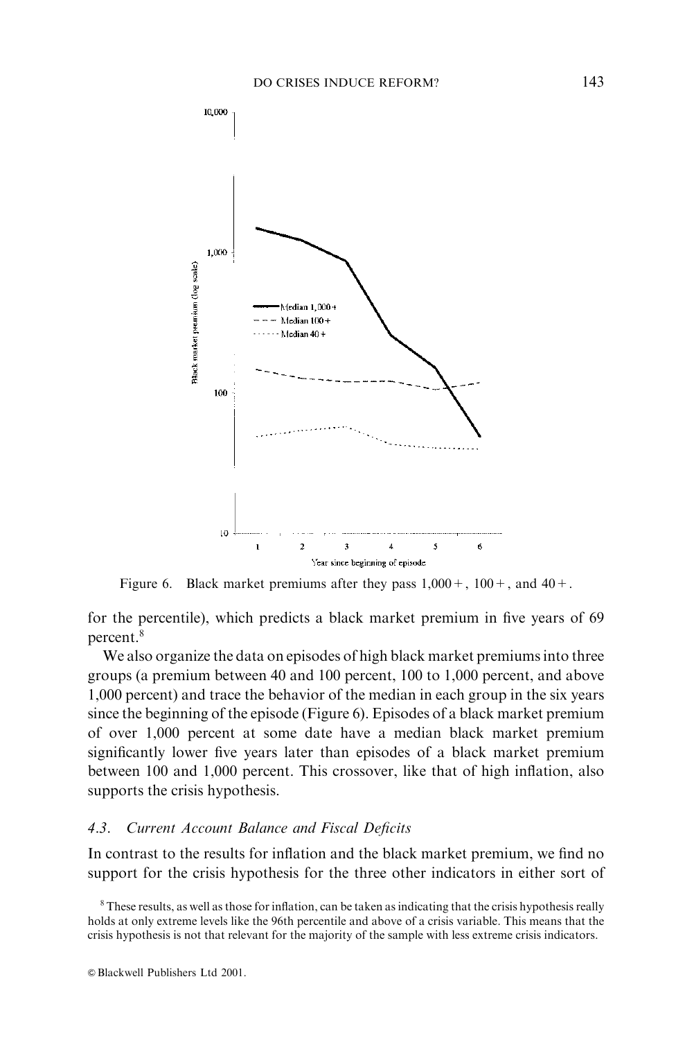Figure 6. Black market premiums after they pass 1,000+, 100+, and 40+.

for the percentile), which predicts a black market premium in five years of 69 percent.[8]

We also organize the data on episodes of high black market premiums into three groups (a premium between 40 and 100 percent, 100 to 1,000 percent, and above 1,000 percent) and trace the behavior of the median in each group in the six years since the beginning of the episode (Figure 6). Episodes of a black market premium of over 1,000 percent at some date have a median black market premium significantly lower five years later than episodes of a black market premium between 100 and 1,000 percent. This crossover, like that of high inflation, also supports the crisis hypothesis.

### 4.3. *Current Account Balance and Fiscal Deficits*

In contrast to the results for inflation and the black market premium, we find no support for the crisis hypothesis for the three other indicators in either sort of

[8] These results, as well as those for inflation, can be taken as indicating that the crisis hypothesis really holds at only extreme levels like the 96th percentile and above of a crisis variable. This means that the crisis hypothesis is not that relevant for the majority of the sample with less extreme crisis indicators.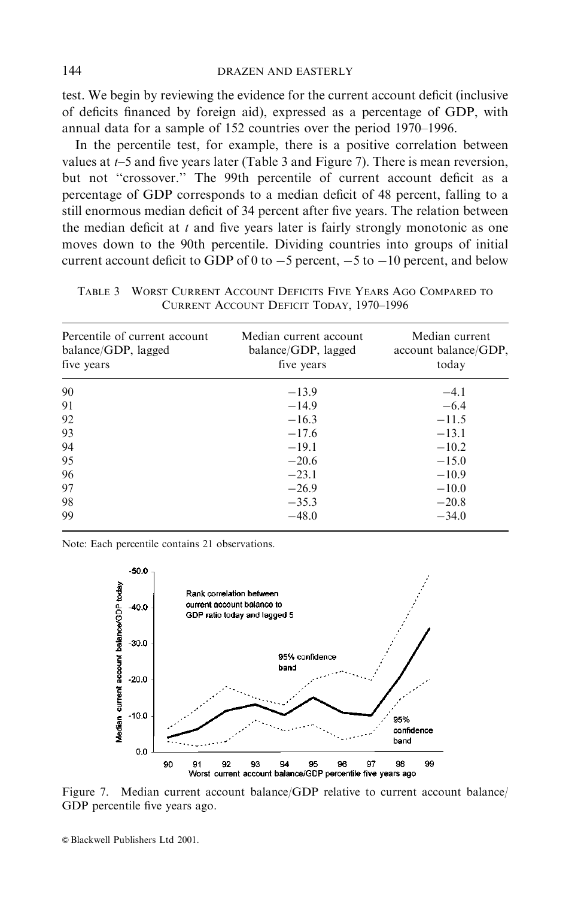test. We begin by reviewing the evidence for the current account deficit (inclusive of deficits financed by foreign aid), expressed as a percentage of GDP, with annual data for a sample of 152 countries over the period 1970–1996.

In the percentile test, for example, there is a positive correlation between values at $t$–5 and five years later (Table 3 and Figure 7). There is mean reversion, but not "crossover." The 99th percentile of current account deficit as a percentage of GDP corresponds to a median deficit of 48 percent, falling to a still enormous median deficit of 34 percent after five years. The relation between the median deficit at $t$ and five years later is fairly strongly monotonic as one moves down to the 90th percentile. Dividing countries into groups of initial current account deficit to GDP of 0 to −5 percent, −5 to −10 percent, and below

TABLE 3 WORST CURRENT ACCOUNT DEFICITS FIVE YEARS AGO COMPARED TO CURRENT ACCOUNT DEFICIT TODAY, 1970–1996

| Percentile of current account balance/GDP, lagged five years | Median current account balance/GDP, lagged five years | Median current account balance/GDP, today |
|---|---|---|
| 90 | −13.9 | −4.1 |
| 91 | −14.9 | −6.4 |
| 92 | −16.3 | −11.5 |
| 93 | −17.6 | −13.1 |
| 94 | −19.1 | −10.2 |
| 95 | −20.6 | −15.0 |
| 96 | −23.1 | −10.9 |
| 97 | −26.9 | −10.0 |
| 98 | −35.3 | −20.8 |
| 99 | −48.0 | −34.0 |

Note: Each percentile contains 21 observations.

Figure 7. Median current account balance/GDP relative to current account balance/GDP percentile five years ago.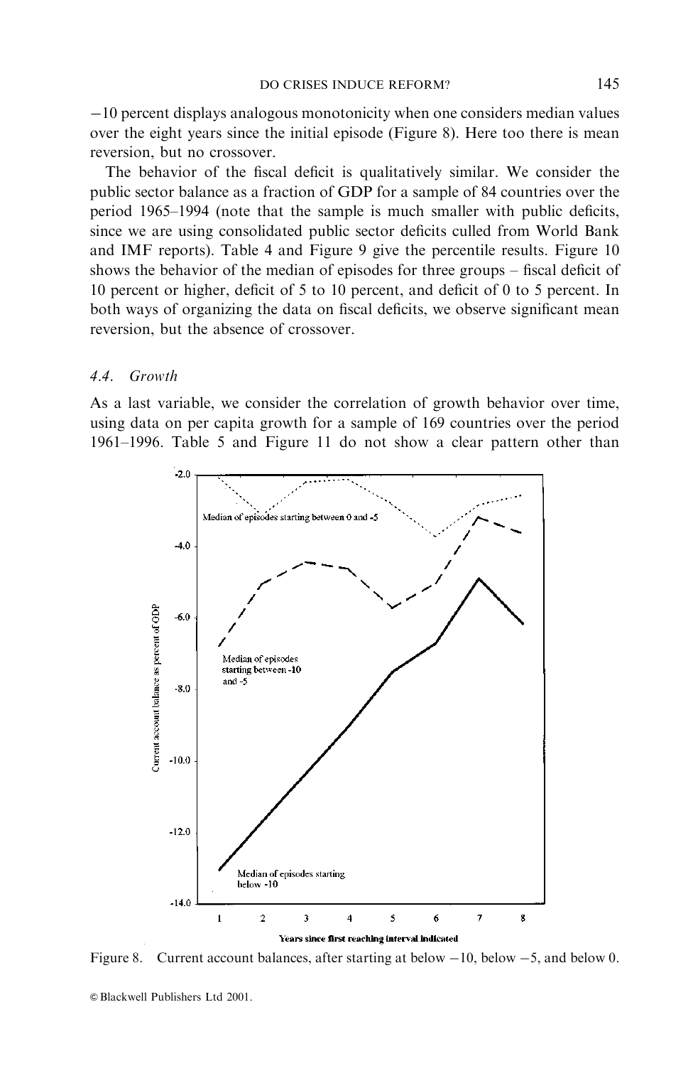−10 percent displays analogous monotonicity when one considers median values over the eight years since the initial episode (Figure 8). Here too there is mean reversion, but no crossover.

The behavior of the fiscal deficit is qualitatively similar. We consider the public sector balance as a fraction of GDP for a sample of 84 countries over the period 1965–1994 (note that the sample is much smaller with public deficits, since we are using consolidated public sector deficits culled from World Bank and IMF reports). Table 4 and Figure 9 give the percentile results. Figure 10 shows the behavior of the median of episodes for three groups – fiscal deficit of 10 percent or higher, deficit of 5 to 10 percent, and deficit of 0 to 5 percent. In both ways of organizing the data on fiscal deficits, we observe significant mean reversion, but the absence of crossover.

### 4.4. *Growth*

As a last variable, we consider the correlation of growth behavior over time, using data on per capita growth for a sample of 169 countries over the period 1961–1996. Table 5 and Figure 11 do not show a clear pattern other than

Figure 8. Current account balances, after starting at below −10, below −5, and below 0.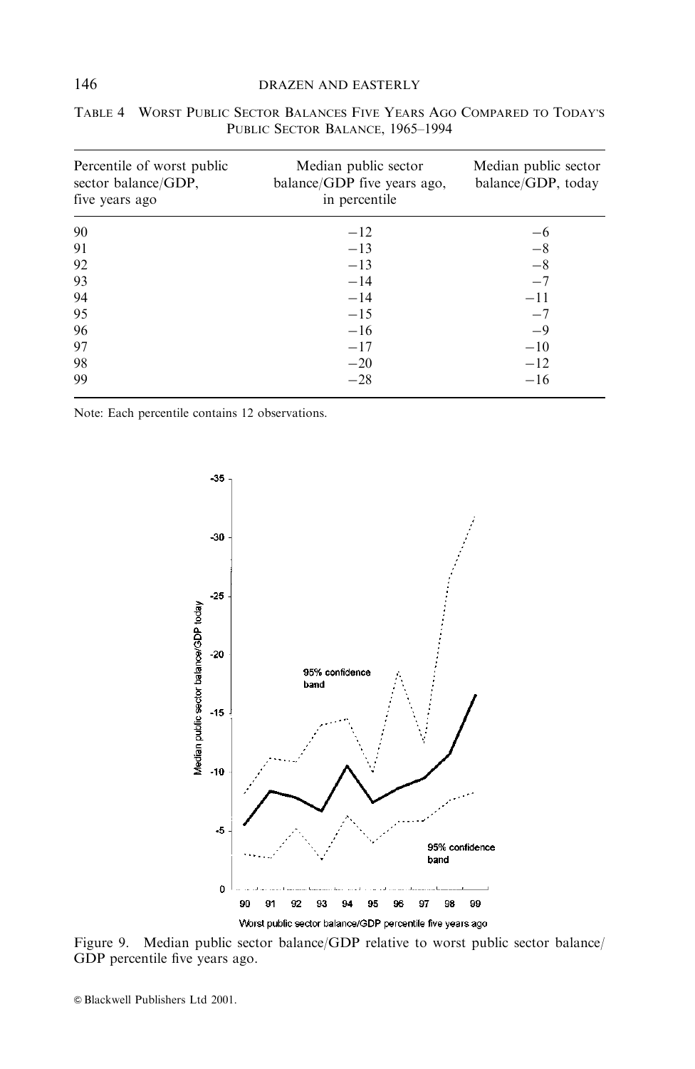TABLE 4 WORST PUBLIC SECTOR BALANCES FIVE YEARS AGO COMPARED TO TODAY'S PUBLIC SECTOR BALANCE, 1965–1994

| Percentile of worst public sector balance/GDP, five years ago | Median public sector balance/GDP five years ago, in percentile | Median public sector balance/GDP, today |
|---|---|---|
| 90 | −12 | −6 |
| 91 | −13 | −8 |
| 92 | −13 | −8 |
| 93 | −14 | −7 |
| 94 | −14 | −11 |
| 95 | −15 | −7 |
| 96 | −16 | −9 |
| 97 | −17 | −10 |
| 98 | −20 | −12 |
| 99 | −28 | −16 |

Note: Each percentile contains 12 observations.

Figure 9. Median public sector balance/GDP relative to worst public sector balance/GDP percentile five years ago.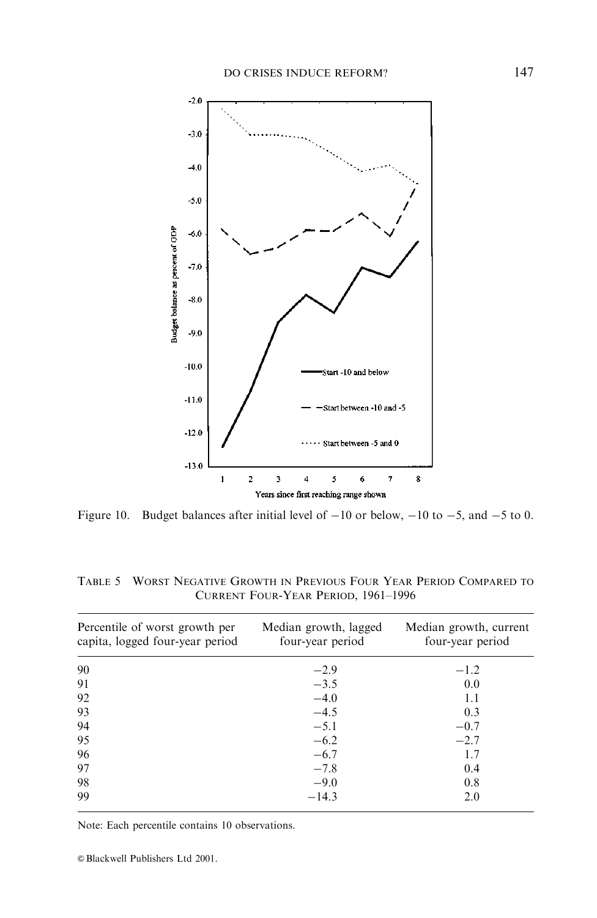Figure 10. Budget balances after initial level of −10 or below, −10 to −5, and −5 to 0.

TABLE 5 WORST NEGATIVE GROWTH IN PREVIOUS FOUR YEAR PERIOD COMPARED TO CURRENT FOUR-YEAR PERIOD, 1961–1996

| Percentile of worst growth per capita, logged four-year period | Median growth, lagged four-year period | Median growth, current four-year period |
|---|---|---|
| 90 | −2.9 | −1.2 |
| 91 | −3.5 | 0.0 |
| 92 | −4.0 | 1.1 |
| 93 | −4.5 | 0.3 |
| 94 | −5.1 | −0.7 |
| 95 | −6.2 | −2.7 |
| 96 | −6.7 | 1.7 |
| 97 | −7.8 | 0.4 |
| 98 | −9.0 | 0.8 |
| 99 | −14.3 | 2.0 |

Note: Each percentile contains 10 observations.

© Blackwell Publishers Ltd 2001.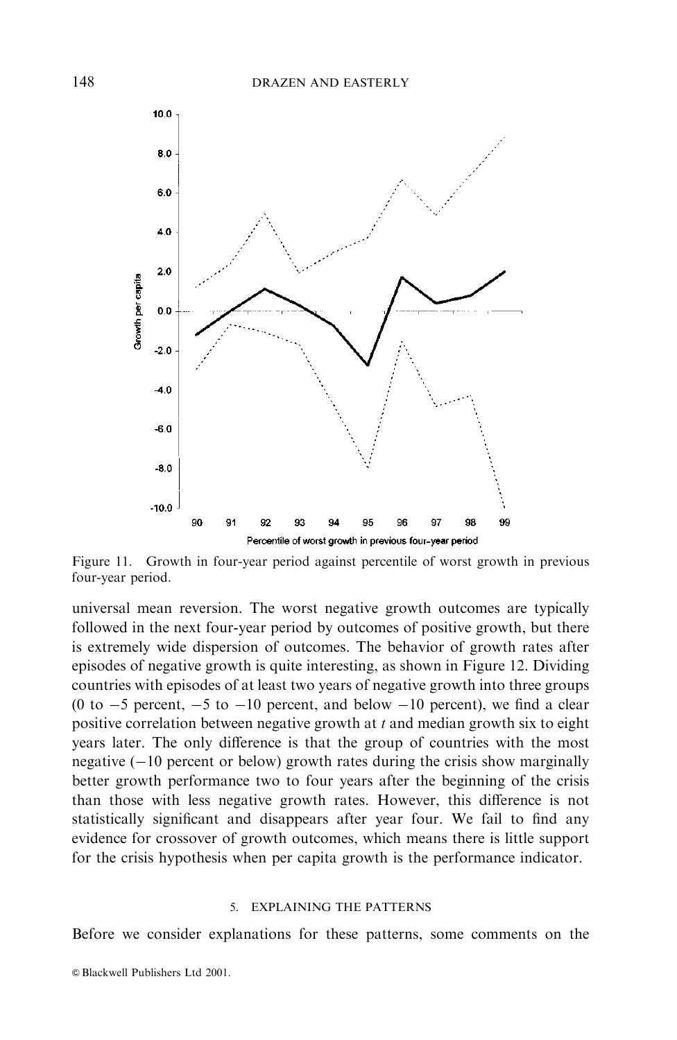Figure 11. Growth in four-year period against percentile of worst growth in previous four-year period.

universal mean reversion. The worst negative growth outcomes are typically followed in the next four-year period by outcomes of positive growth, but there is extremely wide dispersion of outcomes. The behavior of growth rates after episodes of negative growth is quite interesting, as shown in Figure 12. Dividing countries with episodes of at least two years of negative growth into three groups (0 to −5 percent, −5 to −10 percent, and below −10 percent), we find a clear positive correlation between negative growth at $t$ and median growth six to eight years later. The only difference is that the group of countries with the most negative (−10 percent or below) growth rates during the crisis show marginally better growth performance two to four years after the beginning of the crisis than those with less negative growth rates. However, this difference is not statistically significant and disappears after year four. We fail to find any evidence for crossover of growth outcomes, which means there is little support for the crisis hypothesis when per capita growth is the performance indicator.

## 5. EXPLAINING THE PATTERNS

Before we consider explanations for these patterns, some comments on the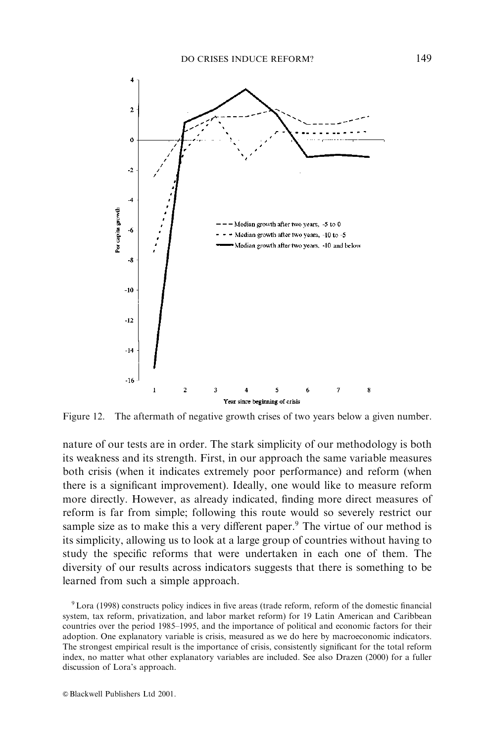Figure 12. The aftermath of negative growth crises of two years below a given number.

nature of our tests are in order. The stark simplicity of our methodology is both its weakness and its strength. First, in our approach the same variable measures both crisis (when it indicates extremely poor performance) and reform (when there is a significant improvement). Ideally, one would like to measure reform more directly. However, as already indicated, finding more direct measures of reform is far from simple; following this route would so severely restrict our sample size as to make this a very different paper.[9] The virtue of our method is its simplicity, allowing us to look at a large group of countries without having to study the specific reforms that were undertaken in each one of them. The diversity of our results across indicators suggests that there is something to be learned from such a simple approach.

[9] Lora (1998) constructs policy indices in five areas (trade reform, reform of the domestic financial system, tax reform, privatization, and labor market reform) for 19 Latin American and Caribbean countries over the period 1985–1995, and the importance of political and economic factors for their adoption. One explanatory variable is crisis, measured as we do here by macroeconomic indicators. The strongest empirical result is the importance of crisis, consistently significant for the total reform index, no matter what other explanatory variables are included. See also Drazen (2000) for a fuller discussion of Lora's approach.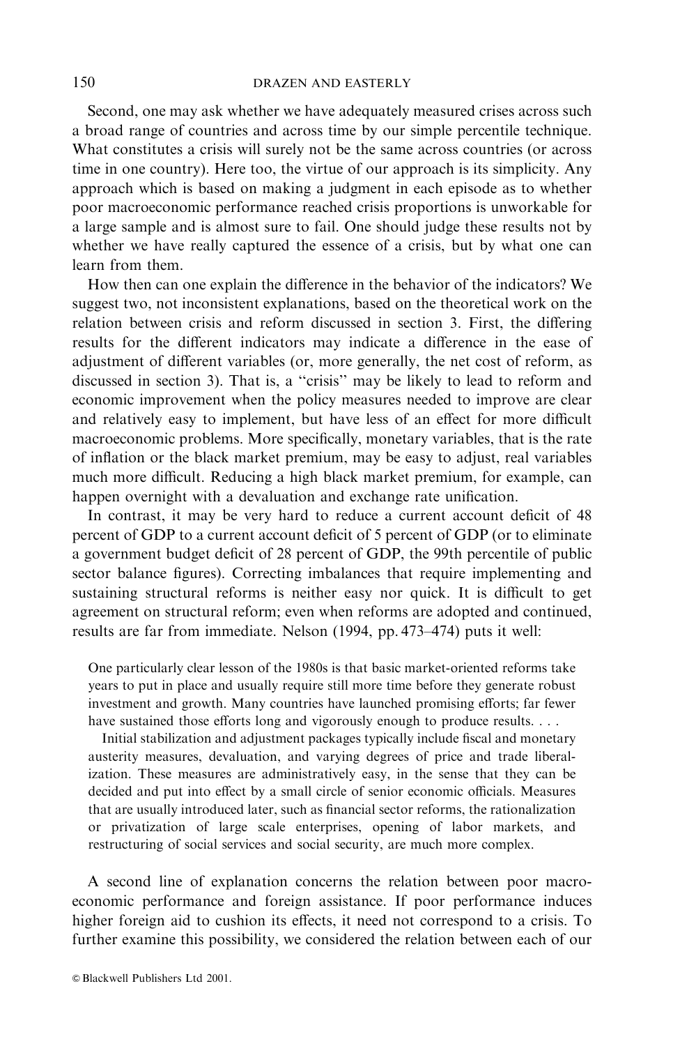Second, one may ask whether we have adequately measured crises across such a broad range of countries and across time by our simple percentile technique. What constitutes a crisis will surely not be the same across countries (or across time in one country). Here too, the virtue of our approach is its simplicity. Any approach which is based on making a judgment in each episode as to whether poor macroeconomic performance reached crisis proportions is unworkable for a large sample and is almost sure to fail. One should judge these results not by whether we have really captured the essence of a crisis, but by what one can learn from them.

How then can one explain the difference in the behavior of the indicators? We suggest two, not inconsistent explanations, based on the theoretical work on the relation between crisis and reform discussed in section 3. First, the differing results for the different indicators may indicate a difference in the ease of adjustment of different variables (or, more generally, the net cost of reform, as discussed in section 3). That is, a "crisis" may be likely to lead to reform and economic improvement when the policy measures needed to improve are clear and relatively easy to implement, but have less of an effect for more difficult macroeconomic problems. More specifically, monetary variables, that is the rate of inflation or the black market premium, may be easy to adjust, real variables much more difficult. Reducing a high black market premium, for example, can happen overnight with a devaluation and exchange rate unification.

In contrast, it may be very hard to reduce a current account deficit of 48 percent of GDP to a current account deficit of 5 percent of GDP (or to eliminate a government budget deficit of 28 percent of GDP, the 99th percentile of public sector balance figures). Correcting imbalances that require implementing and sustaining structural reforms is neither easy nor quick. It is difficult to get agreement on structural reform; even when reforms are adopted and continued, results are far from immediate. Nelson (1994, pp. 473–474) puts it well:

> One particularly clear lesson of the 1980s is that basic market-oriented reforms take years to put in place and usually require still more time before they generate robust investment and growth. Many countries have launched promising efforts; far fewer have sustained those efforts long and vigorously enough to produce results. . . .
>
> Initial stabilization and adjustment packages typically include fiscal and monetary austerity measures, devaluation, and varying degrees of price and trade liberalization. These measures are administratively easy, in the sense that they can be decided and put into effect by a small circle of senior economic officials. Measures that are usually introduced later, such as financial sector reforms, the rationalization or privatization of large scale enterprises, opening of labor markets, and restructuring of social services and social security, are much more complex.

A second line of explanation concerns the relation between poor macroeconomic performance and foreign assistance. If poor performance induces higher foreign aid to cushion its effects, it need not correspond to a crisis. To further examine this possibility, we considered the relation between each of our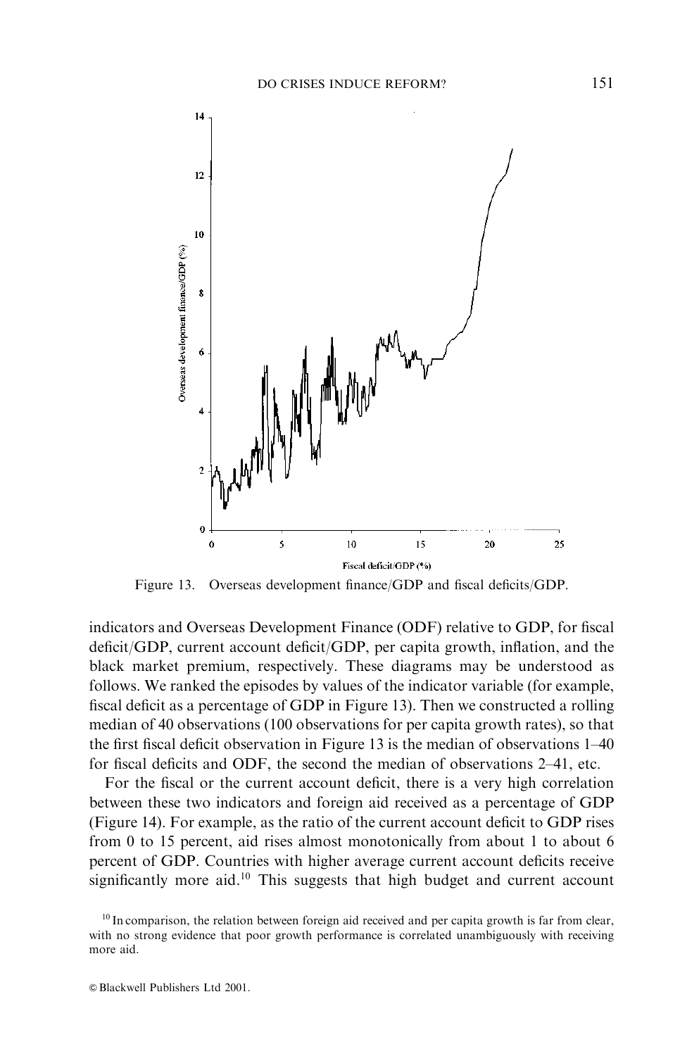Figure 13. Overseas development finance/GDP and fiscal deficits/GDP.

indicators and Overseas Development Finance (ODF) relative to GDP, for fiscal deficit/GDP, current account deficit/GDP, per capita growth, inflation, and the black market premium, respectively. These diagrams may be understood as follows. We ranked the episodes by values of the indicator variable (for example, fiscal deficit as a percentage of GDP in Figure 13). Then we constructed a rolling median of 40 observations (100 observations for per capita growth rates), so that the first fiscal deficit observation in Figure 13 is the median of observations 1–40 for fiscal deficits and ODF, the second the median of observations 2–41, etc.

For the fiscal or the current account deficit, there is a very high correlation between these two indicators and foreign aid received as a percentage of GDP (Figure 14). For example, as the ratio of the current account deficit to GDP rises from 0 to 15 percent, aid rises almost monotonically from about 1 to about 6 percent of GDP. Countries with higher average current account deficits receive significantly more aid.[10] This suggests that high budget and current account

[10] In comparison, the relation between foreign aid received and per capita growth is far from clear, with no strong evidence that poor growth performance is correlated unambiguously with receiving more aid.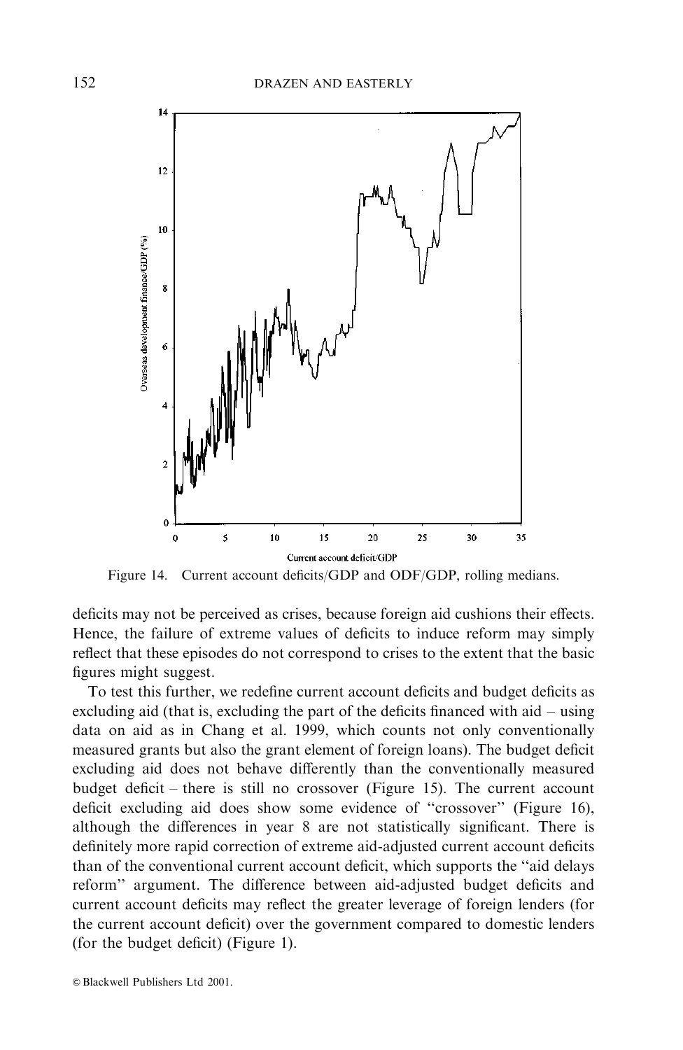Figure 14. Current account deficits/GDP and ODF/GDP, rolling medians.

deficits may not be perceived as crises, because foreign aid cushions their effects. Hence, the failure of extreme values of deficits to induce reform may simply reflect that these episodes do not correspond to crises to the extent that the basic figures might suggest.

To test this further, we redefine current account deficits and budget deficits as excluding aid (that is, excluding the part of the deficits financed with aid – using data on aid as in Chang et al. 1999, which counts not only conventionally measured grants but also the grant element of foreign loans). The budget deficit excluding aid does not behave differently than the conventionally measured budget deficit – there is still no crossover (Figure 15). The current account deficit excluding aid does show some evidence of "crossover" (Figure 16), although the differences in year 8 are not statistically significant. There is definitely more rapid correction of extreme aid-adjusted current account deficits than of the conventional current account deficit, which supports the "aid delays reform" argument. The difference between aid-adjusted budget deficits and current account deficits may reflect the greater leverage of foreign lenders (for the current account deficit) over the government compared to domestic lenders (for the budget deficit) (Figure 1).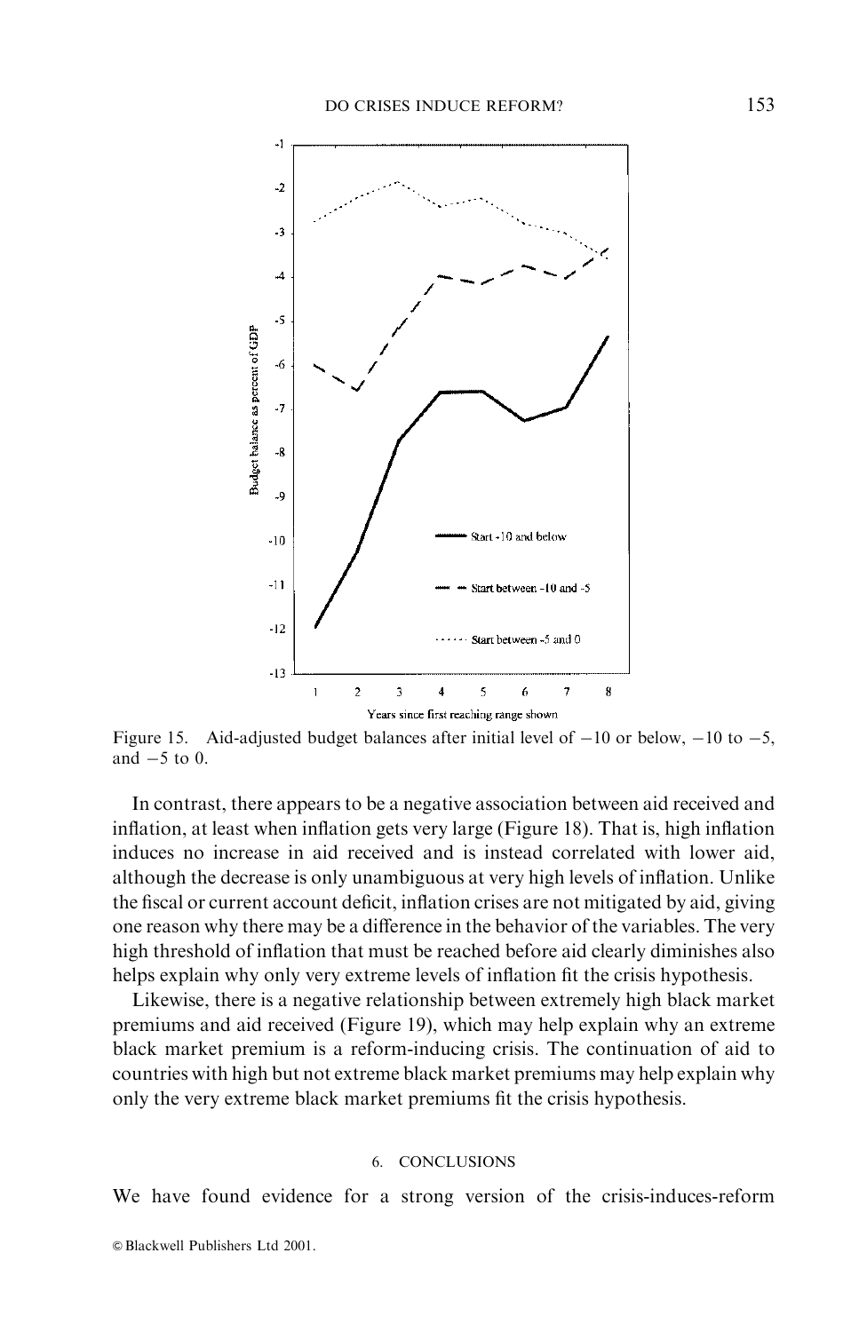Figure 15. Aid-adjusted budget balances after initial level of −10 or below, −10 to −5, and −5 to 0.

In contrast, there appears to be a negative association between aid received and inflation, at least when inflation gets very large (Figure 18). That is, high inflation induces no increase in aid received and is instead correlated with lower aid, although the decrease is only unambiguous at very high levels of inflation. Unlike the fiscal or current account deficit, inflation crises are not mitigated by aid, giving one reason why there may be a difference in the behavior of the variables. The very high threshold of inflation that must be reached before aid clearly diminishes also helps explain why only very extreme levels of inflation fit the crisis hypothesis.

Likewise, there is a negative relationship between extremely high black market premiums and aid received (Figure 19), which may help explain why an extreme black market premium is a reform-inducing crisis. The continuation of aid to countries with high but not extreme black market premiums may help explain why only the very extreme black market premiums fit the crisis hypothesis.

## 6. CONCLUSIONS

We have found evidence for a strong version of the crisis-induces-reform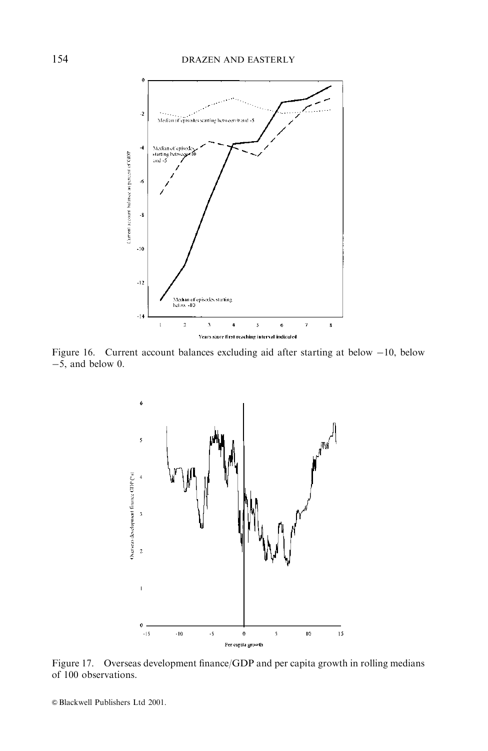Figure 16. Current account balances excluding aid after starting at below −10, below −5, and below 0.

Figure 17. Overseas development finance/GDP and per capita growth in rolling medians of 100 observations.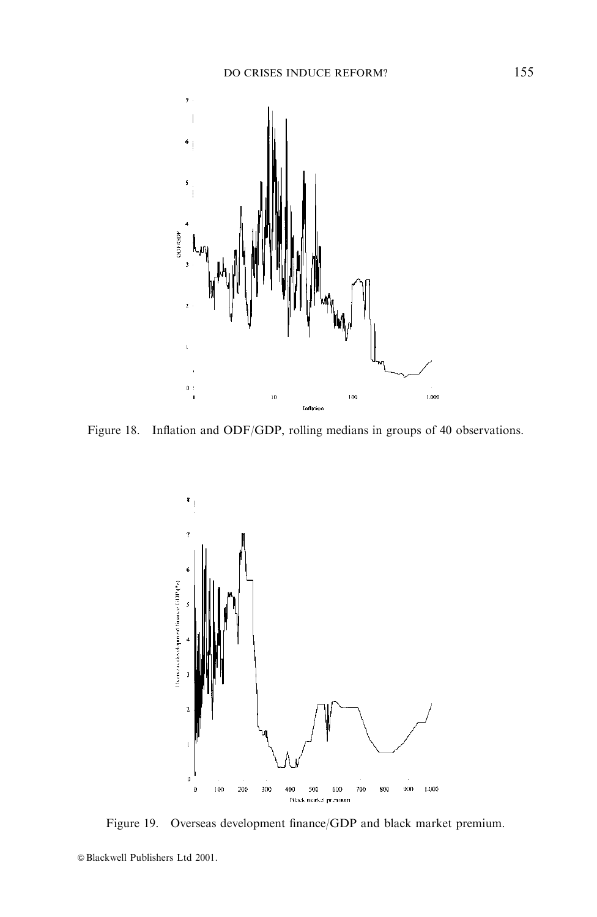Figure 18. Inflation and ODF/GDP, rolling medians in groups of 40 observations.

Figure 19. Overseas development finance/GDP and black market premium.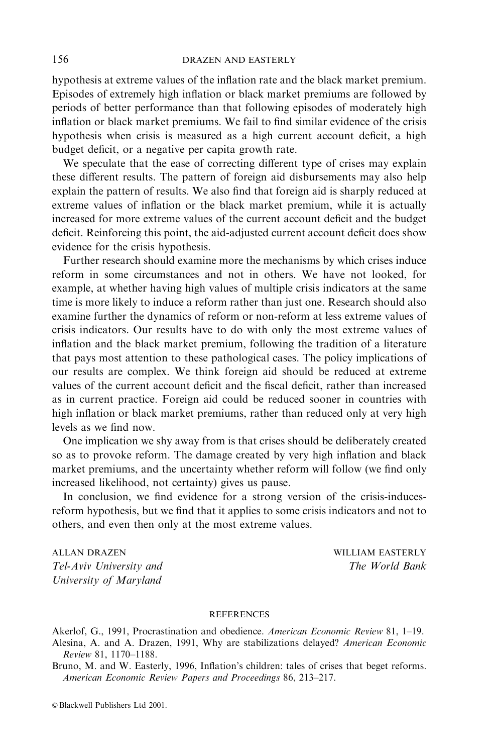hypothesis at extreme values of the inflation rate and the black market premium. Episodes of extremely high inflation or black market premiums are followed by periods of better performance than that following episodes of moderately high inflation or black market premiums. We fail to find similar evidence of the crisis hypothesis when crisis is measured as a high current account deficit, a high budget deficit, or a negative per capita growth rate.

We speculate that the ease of correcting different type of crises may explain these different results. The pattern of foreign aid disbursements may also help explain the pattern of results. We also find that foreign aid is sharply reduced at extreme values of inflation or the black market premium, while it is actually increased for more extreme values of the current account deficit and the budget deficit. Reinforcing this point, the aid-adjusted current account deficit does show evidence for the crisis hypothesis.

Further research should examine more the mechanisms by which crises induce reform in some circumstances and not in others. We have not looked, for example, at whether having high values of multiple crisis indicators at the same time is more likely to induce a reform rather than just one. Research should also examine further the dynamics of reform or non-reform at less extreme values of crisis indicators. Our results have to do with only the most extreme values of inflation and the black market premium, following the tradition of a literature that pays most attention to these pathological cases. The policy implications of our results are complex. We think foreign aid should be reduced at extreme values of the current account deficit and the fiscal deficit, rather than increased as in current practice. Foreign aid could be reduced sooner in countries with high inflation or black market premiums, rather than reduced only at very high levels as we find now.

One implication we shy away from is that crises should be deliberately created so as to provoke reform. The damage created by very high inflation and black market premiums, and the uncertainty whether reform will follow (we find only increased likelihood, not certainty) gives us pause.

In conclusion, we find evidence for a strong version of the crisis-induces-reform hypothesis, but we find that it applies to some crisis indicators and not to others, and even then only at the most extreme values.

ALLAN DRAZEN
*Tel-Aviv University and*
*University of Maryland*

WILLIAM EASTERLY
*The World Bank*

## REFERENCES

Akerlof, G., 1991, Procrastination and obedience. *American Economic Review* 81, 1–19.

Alesina, A. and A. Drazen, 1991, Why are stabilizations delayed? *American Economic Review* 81, 1170–1188.

Bruno, M. and W. Easterly, 1996, Inflation's children: tales of crises that beget reforms. *American Economic Review Papers and Proceedings* 86, 213–217.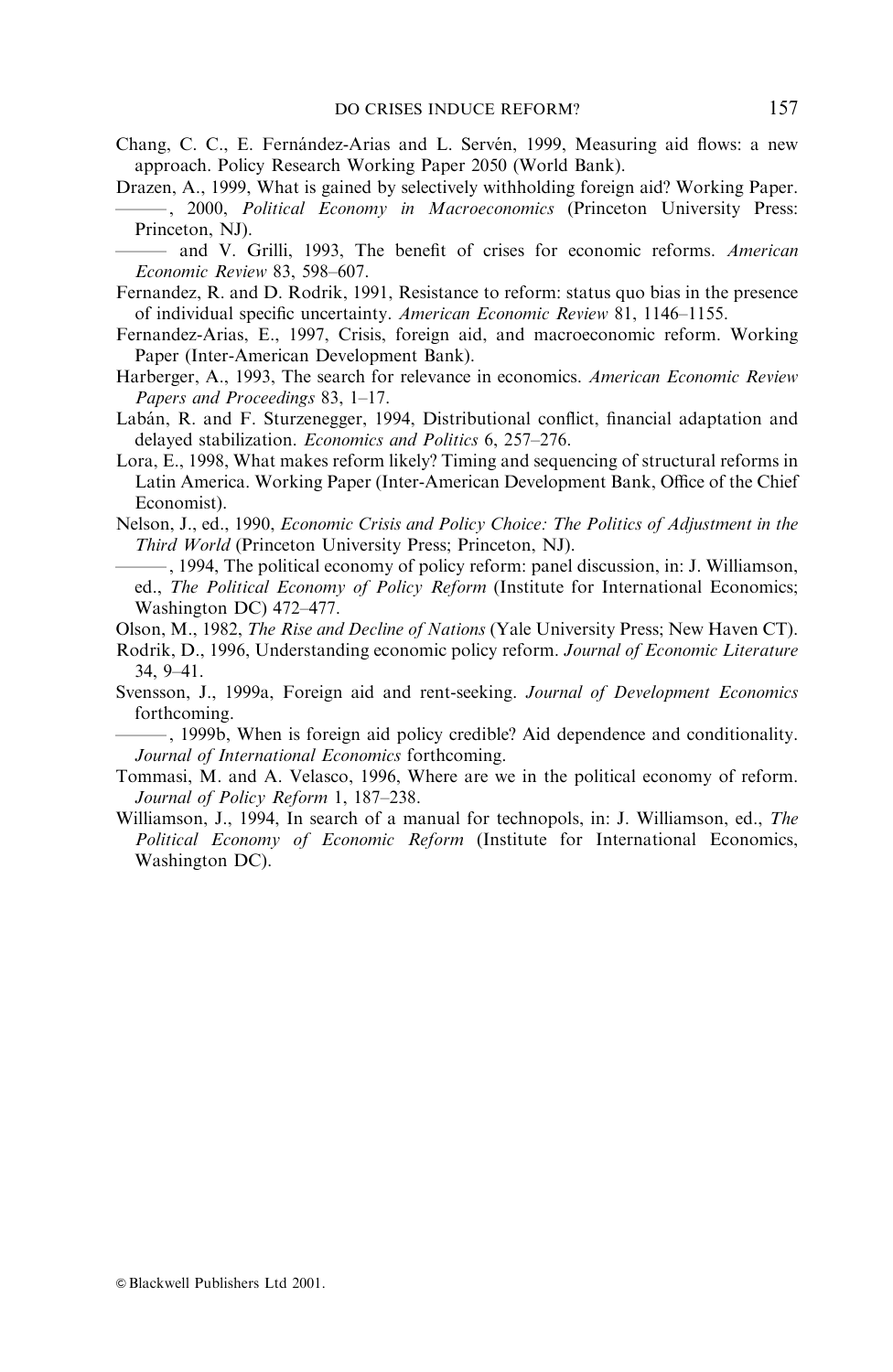Chang, C. C., E. Fernández-Arias and L. Servén, 1999, Measuring aid flows: a new approach. Policy Research Working Paper 2050 (World Bank).

Drazen, A., 1999, What is gained by selectively withholding foreign aid? Working Paper.

———, 2000, *Political Economy in Macroeconomics* (Princeton University Press: Princeton, NJ).

——— and V. Grilli, 1993, The benefit of crises for economic reforms. *American Economic Review* 83, 598–607.

Fernandez, R. and D. Rodrik, 1991, Resistance to reform: status quo bias in the presence of individual specific uncertainty. *American Economic Review* 81, 1146–1155.

Fernandez-Arias, E., 1997, Crisis, foreign aid, and macroeconomic reform. Working Paper (Inter-American Development Bank).

Harberger, A., 1993, The search for relevance in economics. *American Economic Review Papers and Proceedings* 83, 1–17.

Labán, R. and F. Sturzenegger, 1994, Distributional conflict, financial adaptation and delayed stabilization. *Economics and Politics* 6, 257–276.

Lora, E., 1998, What makes reform likely? Timing and sequencing of structural reforms in Latin America. Working Paper (Inter-American Development Bank, Office of the Chief Economist).

Nelson, J., ed., 1990, *Economic Crisis and Policy Choice: The Politics of Adjustment in the Third World* (Princeton University Press; Princeton, NJ).

———, 1994, The political economy of policy reform: panel discussion, in: J. Williamson, ed., *The Political Economy of Policy Reform* (Institute for International Economics; Washington DC) 472–477.

Olson, M., 1982, *The Rise and Decline of Nations* (Yale University Press; New Haven CT).

Rodrik, D., 1996, Understanding economic policy reform. *Journal of Economic Literature* 34, 9–41.

Svensson, J., 1999a, Foreign aid and rent-seeking. *Journal of Development Economics* forthcoming.

———, 1999b, When is foreign aid policy credible? Aid dependence and conditionality. *Journal of International Economics* forthcoming.

Tommasi, M. and A. Velasco, 1996, Where are we in the political economy of reform. *Journal of Policy Reform* 1, 187–238.

Williamson, J., 1994, In search of a manual for technopols, in: J. Williamson, ed., *The Political Economy of Economic Reform* (Institute for International Economics, Washington DC).